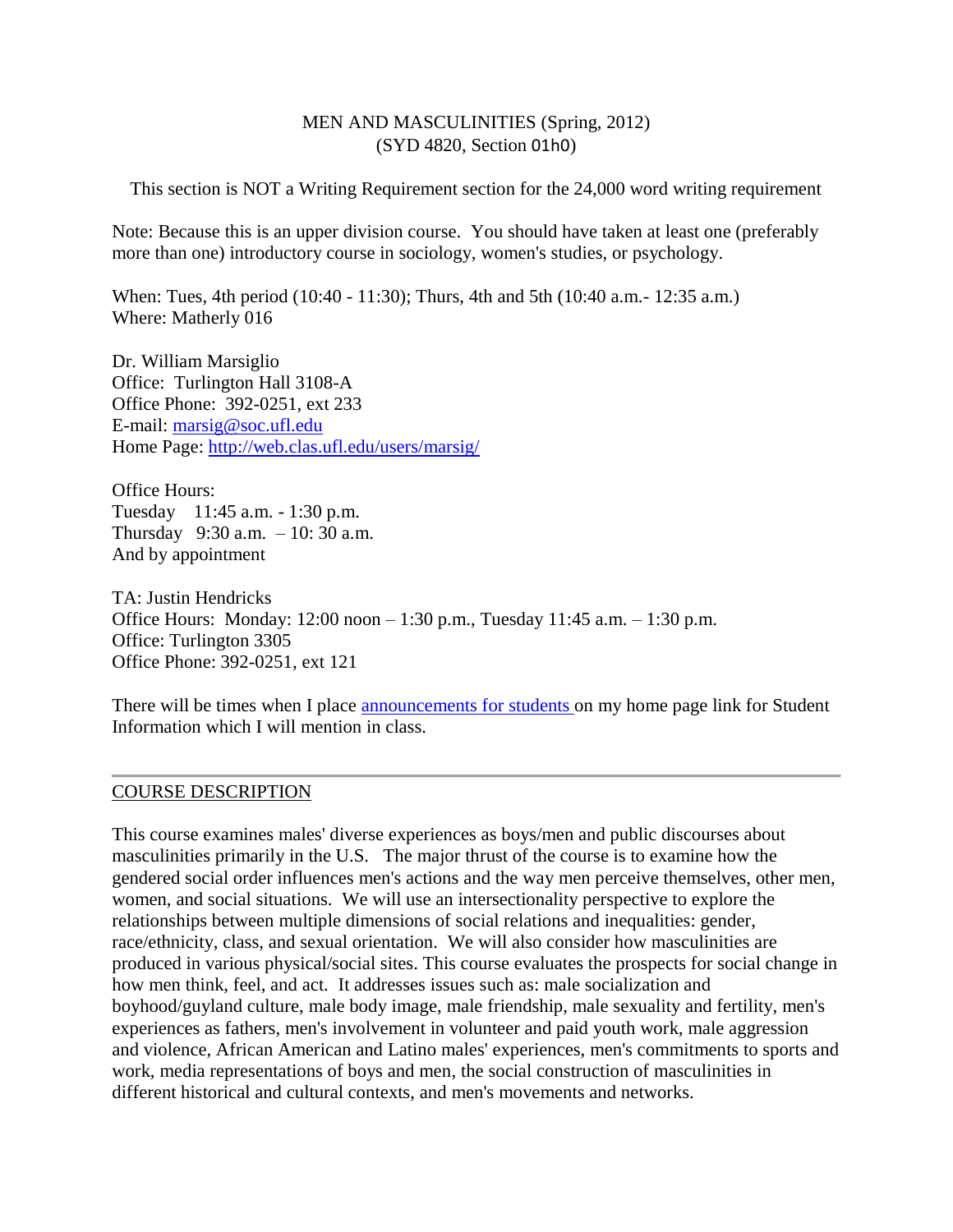MEN AND MASCULINITIES (Spring, 2012)
(SYD 4820, Section 01h0)

This section is NOT a Writing Requirement section for the 24,000 word writing requirement

Note: Because this is an upper division course. You should have taken at least one (preferably more than one) introductory course in sociology, women's studies, or psychology.

When: Tues, 4th period (10:40 - 11:30); Thurs, 4th and 5th (10:40 a.m.- 12:35 a.m.)
Where: Matherly 016

Dr. William Marsiglio
Office: Turlington Hall 3108-A
Office Phone: 392-0251, ext 233
E-mail: [marsig@soc.ufl.edu](mailto:marsig@soc.ufl.edu)
Home Page: [http://web.clas.ufl.edu/users/marsig/](http://web.clas.ufl.edu/users/marsig/)

Office Hours:
Tuesday 11:45 a.m. - 1:30 p.m.
Thursday 9:30 a.m. – 10: 30 a.m.
And by appointment

TA: Justin Hendricks
Office Hours: Monday: 12:00 noon – 1:30 p.m., Tuesday 11:45 a.m. – 1:30 p.m.
Office: Turlington 3305
Office Phone: 392-0251, ext 121

There will be times when I place announcements for students on my home page link for Student Information which I will mention in class.

---

## COURSE DESCRIPTION

This course examines males' diverse experiences as boys/men and public discourses about masculinities primarily in the U.S. The major thrust of the course is to examine how the gendered social order influences men's actions and the way men perceive themselves, other men, women, and social situations. We will use an intersectionality perspective to explore the relationships between multiple dimensions of social relations and inequalities: gender, race/ethnicity, class, and sexual orientation. We will also consider how masculinities are produced in various physical/social sites. This course evaluates the prospects for social change in how men think, feel, and act. It addresses issues such as: male socialization and boyhood/guyland culture, male body image, male friendship, male sexuality and fertility, men's experiences as fathers, men's involvement in volunteer and paid youth work, male aggression and violence, African American and Latino males' experiences, men's commitments to sports and work, media representations of boys and men, the social construction of masculinities in different historical and cultural contexts, and men's movements and networks.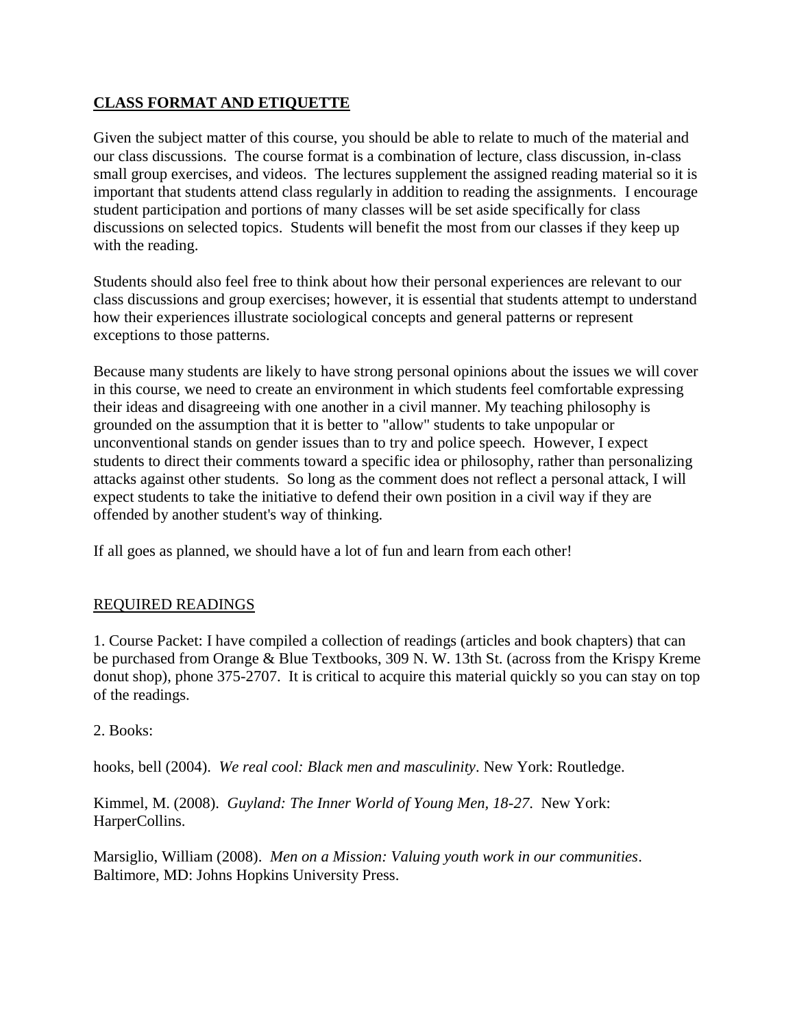## **CLASS FORMAT AND ETIQUETTE**

Given the subject matter of this course, you should be able to relate to much of the material and our class discussions. The course format is a combination of lecture, class discussion, in-class small group exercises, and videos. The lectures supplement the assigned reading material so it is important that students attend class regularly in addition to reading the assignments. I encourage student participation and portions of many classes will be set aside specifically for class discussions on selected topics. Students will benefit the most from our classes if they keep up with the reading.

Students should also feel free to think about how their personal experiences are relevant to our class discussions and group exercises; however, it is essential that students attempt to understand how their experiences illustrate sociological concepts and general patterns or represent exceptions to those patterns.

Because many students are likely to have strong personal opinions about the issues we will cover in this course, we need to create an environment in which students feel comfortable expressing their ideas and disagreeing with one another in a civil manner. My teaching philosophy is grounded on the assumption that it is better to "allow" students to take unpopular or unconventional stands on gender issues than to try and police speech. However, I expect students to direct their comments toward a specific idea or philosophy, rather than personalizing attacks against other students. So long as the comment does not reflect a personal attack, I will expect students to take the initiative to defend their own position in a civil way if they are offended by another student's way of thinking.

If all goes as planned, we should have a lot of fun and learn from each other!

## REQUIRED READINGS

1. Course Packet: I have compiled a collection of readings (articles and book chapters) that can be purchased from Orange & Blue Textbooks, 309 N. W. 13th St. (across from the Krispy Kreme donut shop), phone 375-2707. It is critical to acquire this material quickly so you can stay on top of the readings.

2. Books:

hooks, bell (2004). *We real cool: Black men and masculinity*. New York: Routledge.

Kimmel, M. (2008). *Guyland: The Inner World of Young Men, 18-27*. New York: HarperCollins.

Marsiglio, William (2008). *Men on a Mission: Valuing youth work in our communities*. Baltimore, MD: Johns Hopkins University Press.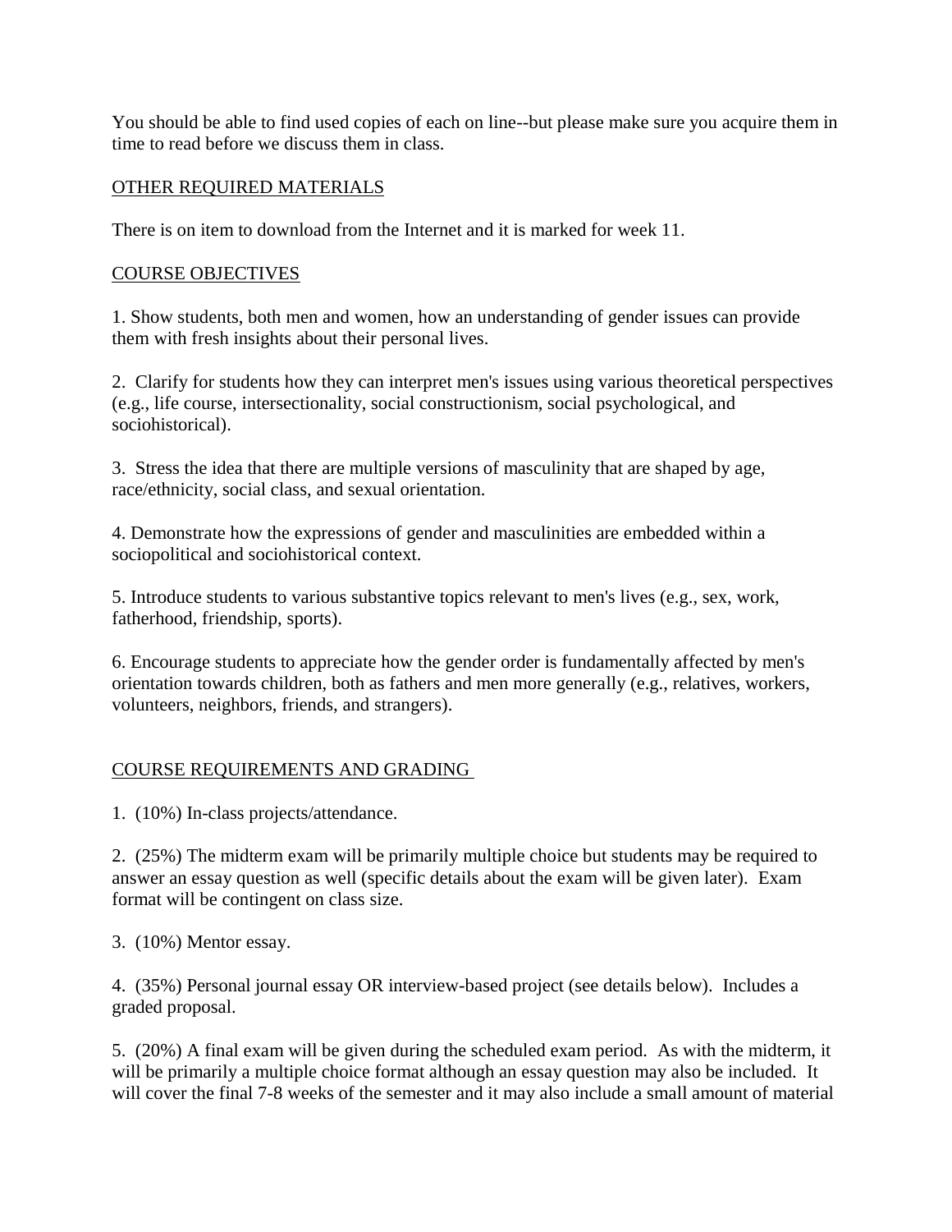You should be able to find used copies of each on line--but please make sure you acquire them in time to read before we discuss them in class.

OTHER REQUIRED MATERIALS

There is on item to download from the Internet and it is marked for week 11.

COURSE OBJECTIVES

1. Show students, both men and women, how an understanding of gender issues can provide them with fresh insights about their personal lives.

2. Clarify for students how they can interpret men's issues using various theoretical perspectives (e.g., life course, intersectionality, social constructionism, social psychological, and sociohistorical).

3. Stress the idea that there are multiple versions of masculinity that are shaped by age, race/ethnicity, social class, and sexual orientation.

4. Demonstrate how the expressions of gender and masculinities are embedded within a sociopolitical and sociohistorical context.

5. Introduce students to various substantive topics relevant to men's lives (e.g., sex, work, fatherhood, friendship, sports).

6. Encourage students to appreciate how the gender order is fundamentally affected by men's orientation towards children, both as fathers and men more generally (e.g., relatives, workers, volunteers, neighbors, friends, and strangers).

COURSE REQUIREMENTS AND GRADING

1. (10%) In-class projects/attendance.

2. (25%) The midterm exam will be primarily multiple choice but students may be required to answer an essay question as well (specific details about the exam will be given later). Exam format will be contingent on class size.

3. (10%) Mentor essay.

4. (35%) Personal journal essay OR interview-based project (see details below). Includes a graded proposal.

5. (20%) A final exam will be given during the scheduled exam period. As with the midterm, it will be primarily a multiple choice format although an essay question may also be included. It will cover the final 7-8 weeks of the semester and it may also include a small amount of material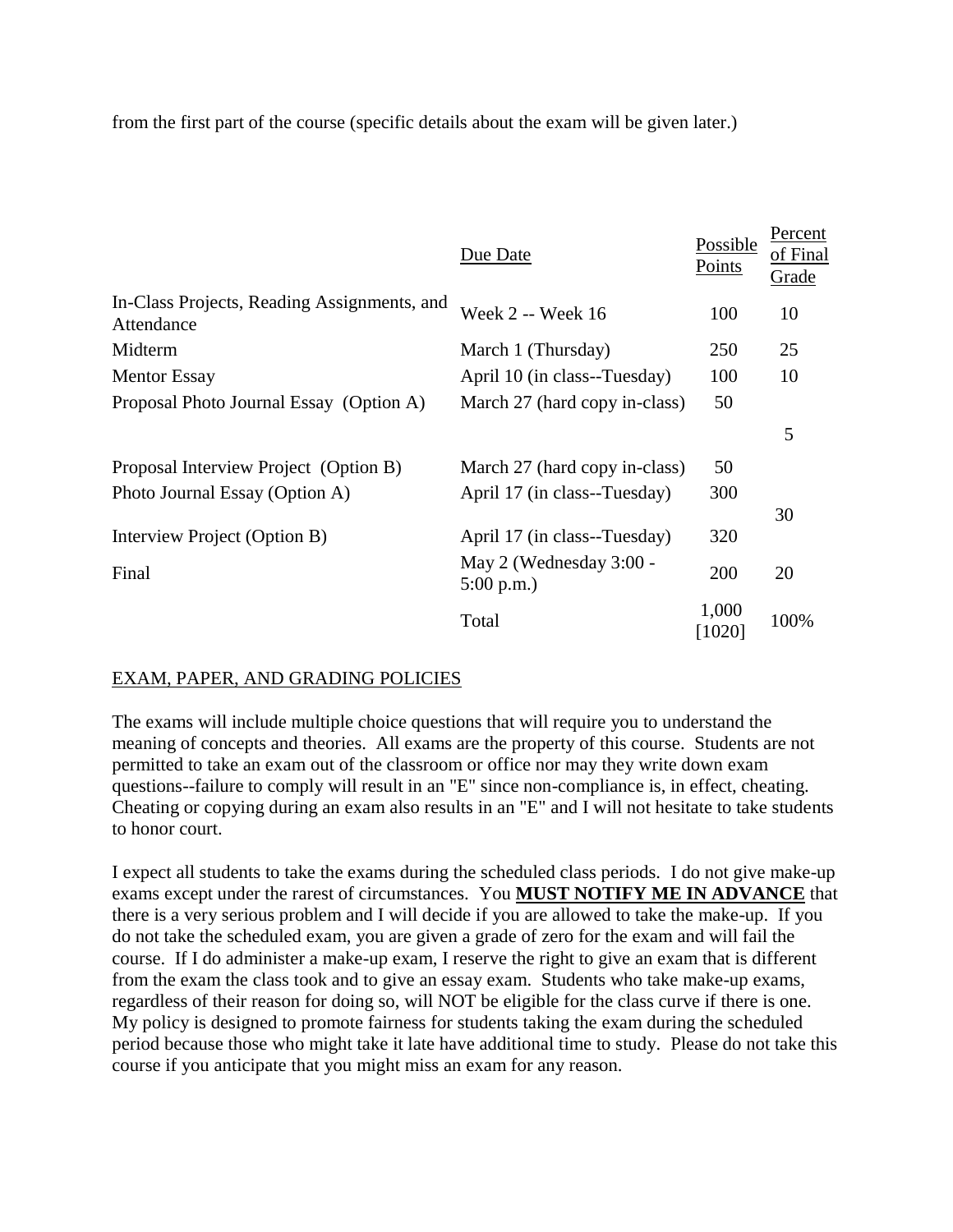from the first part of the course (specific details about the exam will be given later.)

| | Due Date | Possible Points | Percent of Final Grade |
|---|---|---|---|
| In-Class Projects, Reading Assignments, and Attendance | Week 2 -- Week 16 | 100 | 10 |
| Midterm | March 1 (Thursday) | 250 | 25 |
| Mentor Essay | April 10 (in class--Tuesday) | 100 | 10 |
| Proposal Photo Journal Essay (Option A) | March 27 (hard copy in-class) | 50 | 5 |
| Proposal Interview Project (Option B) | March 27 (hard copy in-class) | 50 | |
| Photo Journal Essay (Option A) | April 17 (in class--Tuesday) | 300 | 30 |
| Interview Project (Option B) | April 17 (in class--Tuesday) | 320 | |
| Final | May 2 (Wednesday 3:00 - 5:00 p.m.) | 200 | 20 |
| | Total | 1,000 [1020] | 100% |

EXAM, PAPER, AND GRADING POLICIES

The exams will include multiple choice questions that will require you to understand the meaning of concepts and theories. All exams are the property of this course. Students are not permitted to take an exam out of the classroom or office nor may they write down exam questions--failure to comply will result in an "E" since non-compliance is, in effect, cheating. Cheating or copying during an exam also results in an "E" and I will not hesitate to take students to honor court.

I expect all students to take the exams during the scheduled class periods. I do not give make-up exams except under the rarest of circumstances. You **MUST NOTIFY ME IN ADVANCE** that there is a very serious problem and I will decide if you are allowed to take the make-up. If you do not take the scheduled exam, you are given a grade of zero for the exam and will fail the course. If I do administer a make-up exam, I reserve the right to give an exam that is different from the exam the class took and to give an essay exam. Students who take make-up exams, regardless of their reason for doing so, will NOT be eligible for the class curve if there is one. My policy is designed to promote fairness for students taking the exam during the scheduled period because those who might take it late have additional time to study. Please do not take this course if you anticipate that you might miss an exam for any reason.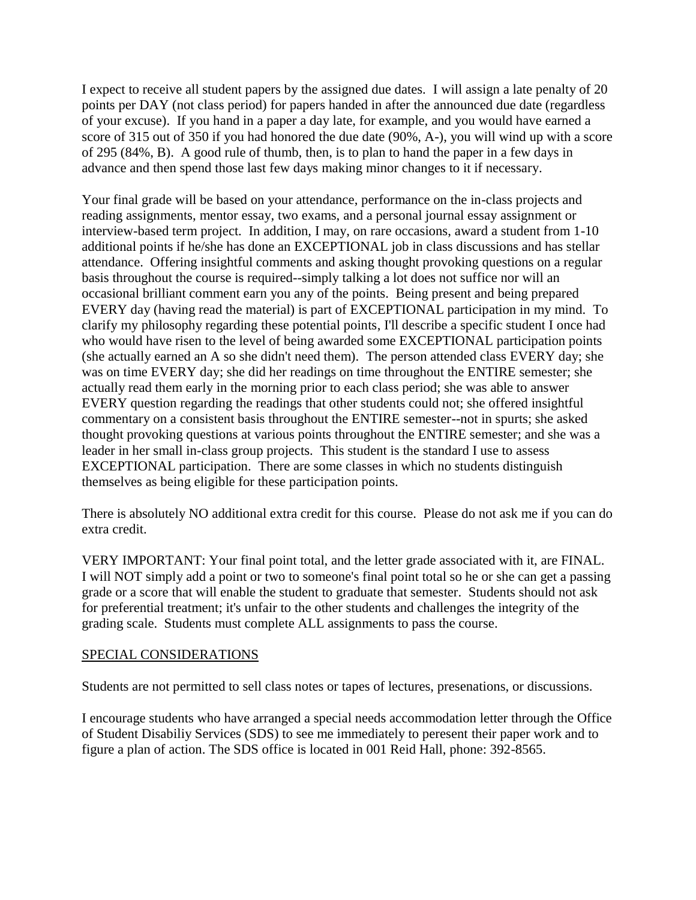I expect to receive all student papers by the assigned due dates. I will assign a late penalty of 20 points per DAY (not class period) for papers handed in after the announced due date (regardless of your excuse). If you hand in a paper a day late, for example, and you would have earned a score of 315 out of 350 if you had honored the due date (90%, A-), you will wind up with a score of 295 (84%, B). A good rule of thumb, then, is to plan to hand the paper in a few days in advance and then spend those last few days making minor changes to it if necessary.

Your final grade will be based on your attendance, performance on the in-class projects and reading assignments, mentor essay, two exams, and a personal journal essay assignment or interview-based term project. In addition, I may, on rare occasions, award a student from 1-10 additional points if he/she has done an EXCEPTIONAL job in class discussions and has stellar attendance. Offering insightful comments and asking thought provoking questions on a regular basis throughout the course is required--simply talking a lot does not suffice nor will an occasional brilliant comment earn you any of the points. Being present and being prepared EVERY day (having read the material) is part of EXCEPTIONAL participation in my mind. To clarify my philosophy regarding these potential points, I'll describe a specific student I once had who would have risen to the level of being awarded some EXCEPTIONAL participation points (she actually earned an A so she didn't need them). The person attended class EVERY day; she was on time EVERY day; she did her readings on time throughout the ENTIRE semester; she actually read them early in the morning prior to each class period; she was able to answer EVERY question regarding the readings that other students could not; she offered insightful commentary on a consistent basis throughout the ENTIRE semester--not in spurts; she asked thought provoking questions at various points throughout the ENTIRE semester; and she was a leader in her small in-class group projects. This student is the standard I use to assess EXCEPTIONAL participation. There are some classes in which no students distinguish themselves as being eligible for these participation points.

There is absolutely NO additional extra credit for this course. Please do not ask me if you can do extra credit.

VERY IMPORTANT: Your final point total, and the letter grade associated with it, are FINAL. I will NOT simply add a point or two to someone's final point total so he or she can get a passing grade or a score that will enable the student to graduate that semester. Students should not ask for preferential treatment; it's unfair to the other students and challenges the integrity of the grading scale. Students must complete ALL assignments to pass the course.

## SPECIAL CONSIDERATIONS

Students are not permitted to sell class notes or tapes of lectures, presenations, or discussions.

I encourage students who have arranged a special needs accommodation letter through the Office of Student Disabiliy Services (SDS) to see me immediately to peresent their paper work and to figure a plan of action. The SDS office is located in 001 Reid Hall, phone: 392-8565.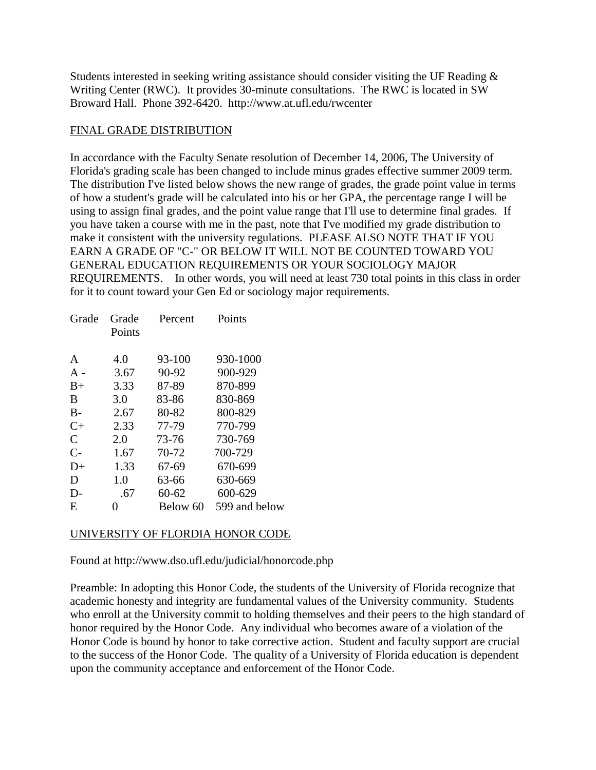Students interested in seeking writing assistance should consider visiting the UF Reading & Writing Center (RWC). It provides 30-minute consultations. The RWC is located in SW Broward Hall. Phone 392-6420. http://www.at.ufl.edu/rwcenter

## FINAL GRADE DISTRIBUTION

In accordance with the Faculty Senate resolution of December 14, 2006, The University of Florida's grading scale has been changed to include minus grades effective summer 2009 term. The distribution I've listed below shows the new range of grades, the grade point value in terms of how a student's grade will be calculated into his or her GPA, the percentage range I will be using to assign final grades, and the point value range that I'll use to determine final grades. If you have taken a course with me in the past, note that I've modified my grade distribution to make it consistent with the university regulations. PLEASE ALSO NOTE THAT IF YOU EARN A GRADE OF "C-" OR BELOW IT WILL NOT BE COUNTED TOWARD YOU GENERAL EDUCATION REQUIREMENTS OR YOUR SOCIOLOGY MAJOR REQUIREMENTS. In other words, you will need at least 730 total points in this class in order for it to count toward your Gen Ed or sociology major requirements.

| Grade | Grade Points | Percent | Points |
|---|---|---|---|
| A | 4.0 | 93-100 | 930-1000 |
| A - | 3.67 | 90-92 | 900-929 |
| B+ | 3.33 | 87-89 | 870-899 |
| B | 3.0 | 83-86 | 830-869 |
| B- | 2.67 | 80-82 | 800-829 |
| C+ | 2.33 | 77-79 | 770-799 |
| C | 2.0 | 73-76 | 730-769 |
| C- | 1.67 | 70-72 | 700-729 |
| D+ | 1.33 | 67-69 | 670-699 |
| D | 1.0 | 63-66 | 630-669 |
| D- | .67 | 60-62 | 600-629 |
| E | 0 | Below 60 | 599 and below |

## UNIVERSITY OF FLORDIA HONOR CODE

Found at http://www.dso.ufl.edu/judicial/honorcode.php

Preamble: In adopting this Honor Code, the students of the University of Florida recognize that academic honesty and integrity are fundamental values of the University community. Students who enroll at the University commit to holding themselves and their peers to the high standard of honor required by the Honor Code. Any individual who becomes aware of a violation of the Honor Code is bound by honor to take corrective action. Student and faculty support are crucial to the success of the Honor Code. The quality of a University of Florida education is dependent upon the community acceptance and enforcement of the Honor Code.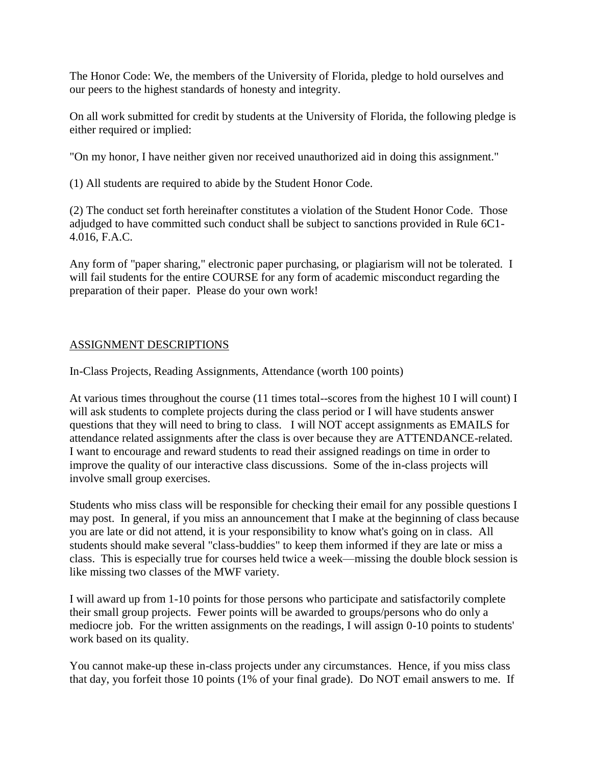The Honor Code: We, the members of the University of Florida, pledge to hold ourselves and our peers to the highest standards of honesty and integrity.

On all work submitted for credit by students at the University of Florida, the following pledge is either required or implied:

"On my honor, I have neither given nor received unauthorized aid in doing this assignment."

(1) All students are required to abide by the Student Honor Code.

(2) The conduct set forth hereinafter constitutes a violation of the Student Honor Code. Those adjudged to have committed such conduct shall be subject to sanctions provided in Rule 6C1-4.016, F.A.C.

Any form of "paper sharing," electronic paper purchasing, or plagiarism will not be tolerated. I will fail students for the entire COURSE for any form of academic misconduct regarding the preparation of their paper. Please do your own work!

## ASSIGNMENT DESCRIPTIONS

In-Class Projects, Reading Assignments, Attendance (worth 100 points)

At various times throughout the course (11 times total--scores from the highest 10 I will count) I will ask students to complete projects during the class period or I will have students answer questions that they will need to bring to class. I will NOT accept assignments as EMAILS for attendance related assignments after the class is over because they are ATTENDANCE-related. I want to encourage and reward students to read their assigned readings on time in order to improve the quality of our interactive class discussions. Some of the in-class projects will involve small group exercises.

Students who miss class will be responsible for checking their email for any possible questions I may post. In general, if you miss an announcement that I make at the beginning of class because you are late or did not attend, it is your responsibility to know what's going on in class. All students should make several "class-buddies" to keep them informed if they are late or miss a class. This is especially true for courses held twice a week—missing the double block session is like missing two classes of the MWF variety.

I will award up from 1-10 points for those persons who participate and satisfactorily complete their small group projects. Fewer points will be awarded to groups/persons who do only a mediocre job. For the written assignments on the readings, I will assign 0-10 points to students' work based on its quality.

You cannot make-up these in-class projects under any circumstances. Hence, if you miss class that day, you forfeit those 10 points (1% of your final grade). Do NOT email answers to me. If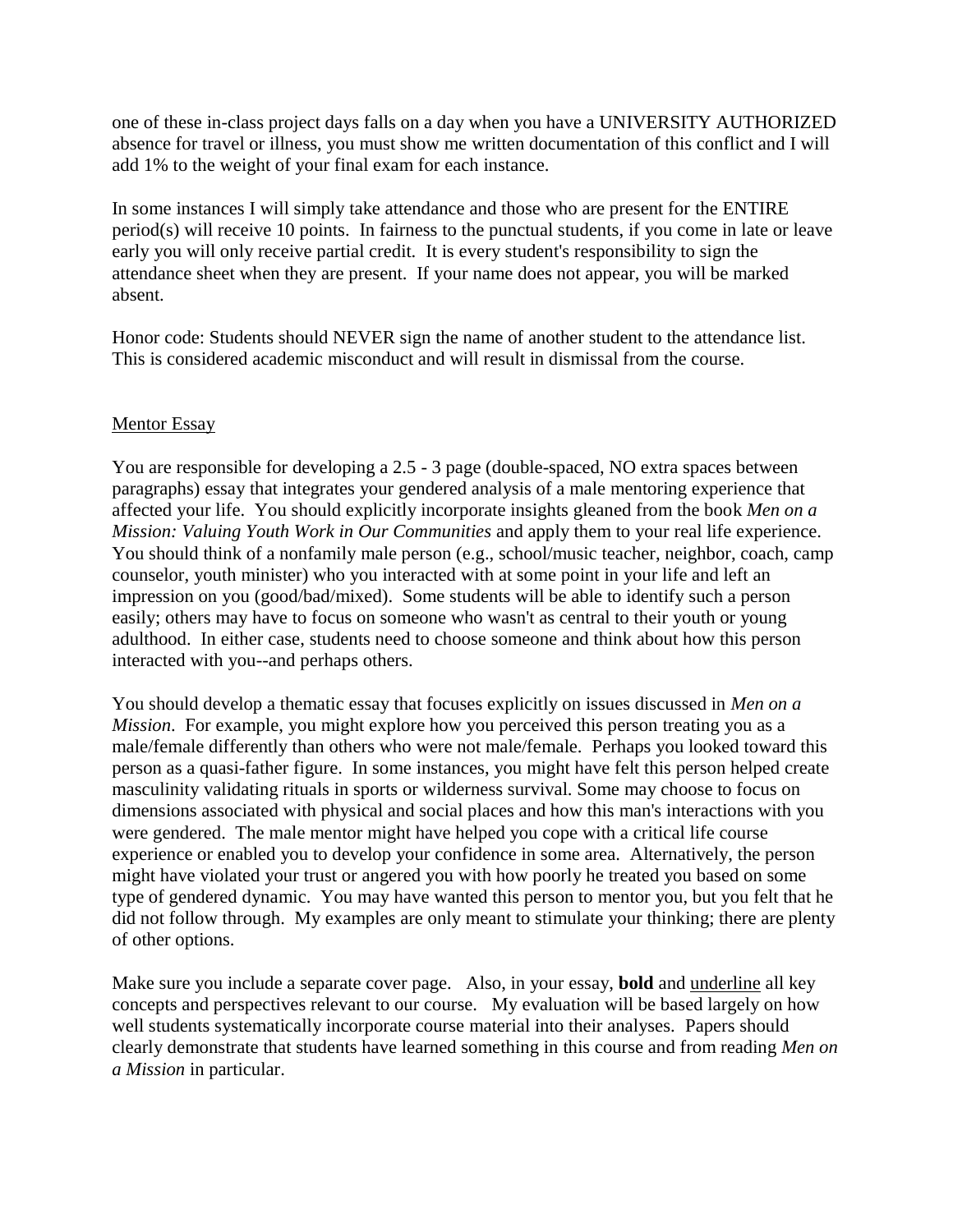one of these in-class project days falls on a day when you have a UNIVERSITY AUTHORIZED absence for travel or illness, you must show me written documentation of this conflict and I will add 1% to the weight of your final exam for each instance.

In some instances I will simply take attendance and those who are present for the ENTIRE period(s) will receive 10 points. In fairness to the punctual students, if you come in late or leave early you will only receive partial credit. It is every student's responsibility to sign the attendance sheet when they are present. If your name does not appear, you will be marked absent.

Honor code: Students should NEVER sign the name of another student to the attendance list. This is considered academic misconduct and will result in dismissal from the course.

<u>Mentor Essay</u>

You are responsible for developing a 2.5 - 3 page (double-spaced, NO extra spaces between paragraphs) essay that integrates your gendered analysis of a male mentoring experience that affected your life. You should explicitly incorporate insights gleaned from the book *Men on a Mission: Valuing Youth Work in Our Communities* and apply them to your real life experience. You should think of a nonfamily male person (e.g., school/music teacher, neighbor, coach, camp counselor, youth minister) who you interacted with at some point in your life and left an impression on you (good/bad/mixed). Some students will be able to identify such a person easily; others may have to focus on someone who wasn't as central to their youth or young adulthood. In either case, students need to choose someone and think about how this person interacted with you--and perhaps others.

You should develop a thematic essay that focuses explicitly on issues discussed in *Men on a Mission*. For example, you might explore how you perceived this person treating you as a male/female differently than others who were not male/female. Perhaps you looked toward this person as a quasi-father figure. In some instances, you might have felt this person helped create masculinity validating rituals in sports or wilderness survival. Some may choose to focus on dimensions associated with physical and social places and how this man's interactions with you were gendered. The male mentor might have helped you cope with a critical life course experience or enabled you to develop your confidence in some area. Alternatively, the person might have violated your trust or angered you with how poorly he treated you based on some type of gendered dynamic. You may have wanted this person to mentor you, but you felt that he did not follow through. My examples are only meant to stimulate your thinking; there are plenty of other options.

Make sure you include a separate cover page. Also, in your essay, **bold** and <u>underline</u> all key concepts and perspectives relevant to our course. My evaluation will be based largely on how well students systematically incorporate course material into their analyses. Papers should clearly demonstrate that students have learned something in this course and from reading *Men on a Mission* in particular.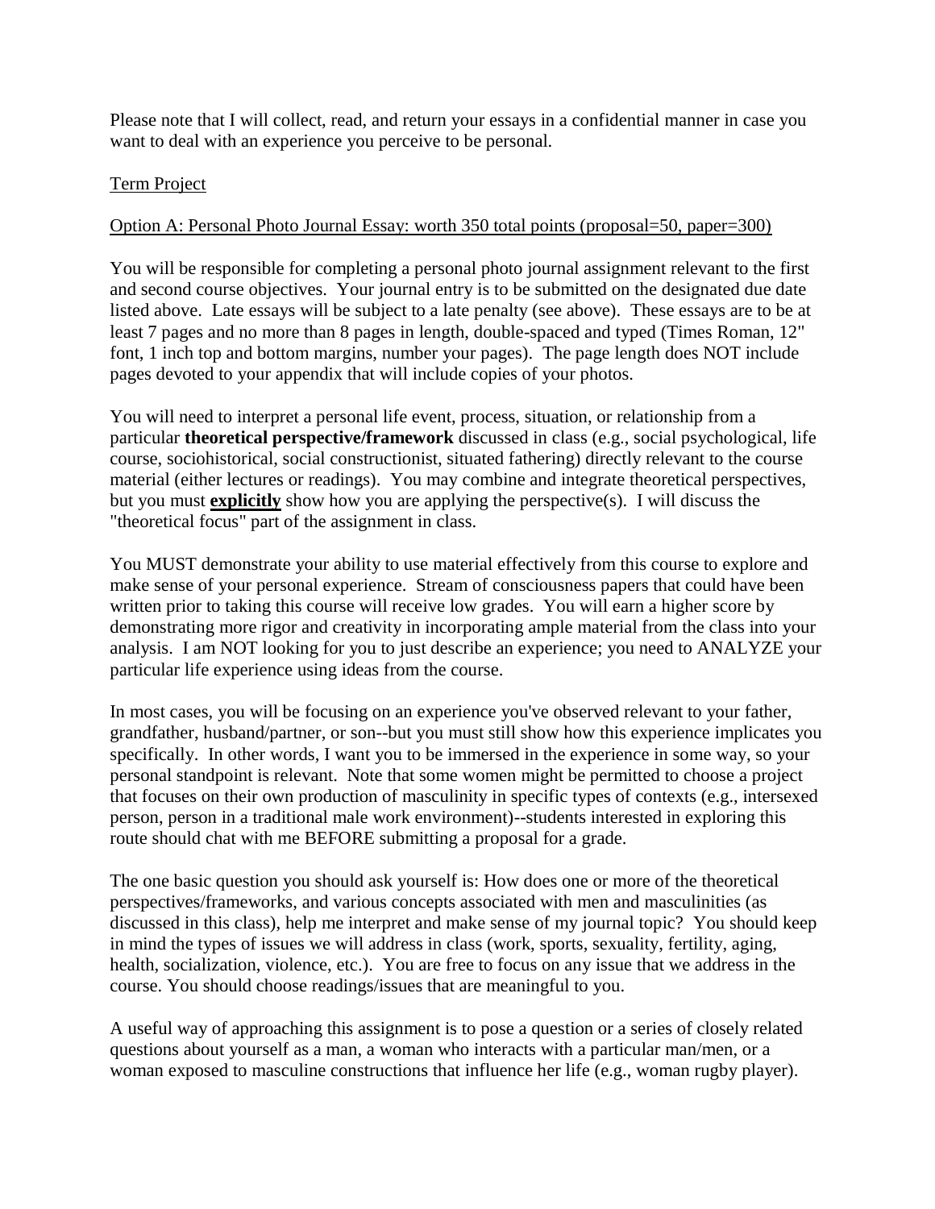Please note that I will collect, read, and return your essays in a confidential manner in case you want to deal with an experience you perceive to be personal.

Term Project

Option A: Personal Photo Journal Essay: worth 350 total points (proposal=50, paper=300)

You will be responsible for completing a personal photo journal assignment relevant to the first and second course objectives. Your journal entry is to be submitted on the designated due date listed above. Late essays will be subject to a late penalty (see above). These essays are to be at least 7 pages and no more than 8 pages in length, double-spaced and typed (Times Roman, 12" font, 1 inch top and bottom margins, number your pages). The page length does NOT include pages devoted to your appendix that will include copies of your photos.

You will need to interpret a personal life event, process, situation, or relationship from a particular **theoretical perspective/framework** discussed in class (e.g., social psychological, life course, sociohistorical, social constructionist, situated fathering) directly relevant to the course material (either lectures or readings). You may combine and integrate theoretical perspectives, but you must **explicitly** show how you are applying the perspective(s). I will discuss the "theoretical focus" part of the assignment in class.

You MUST demonstrate your ability to use material effectively from this course to explore and make sense of your personal experience. Stream of consciousness papers that could have been written prior to taking this course will receive low grades. You will earn a higher score by demonstrating more rigor and creativity in incorporating ample material from the class into your analysis. I am NOT looking for you to just describe an experience; you need to ANALYZE your particular life experience using ideas from the course.

In most cases, you will be focusing on an experience you've observed relevant to your father, grandfather, husband/partner, or son--but you must still show how this experience implicates you specifically. In other words, I want you to be immersed in the experience in some way, so your personal standpoint is relevant. Note that some women might be permitted to choose a project that focuses on their own production of masculinity in specific types of contexts (e.g., intersexed person, person in a traditional male work environment)--students interested in exploring this route should chat with me BEFORE submitting a proposal for a grade.

The one basic question you should ask yourself is: How does one or more of the theoretical perspectives/frameworks, and various concepts associated with men and masculinities (as discussed in this class), help me interpret and make sense of my journal topic? You should keep in mind the types of issues we will address in class (work, sports, sexuality, fertility, aging, health, socialization, violence, etc.). You are free to focus on any issue that we address in the course. You should choose readings/issues that are meaningful to you.

A useful way of approaching this assignment is to pose a question or a series of closely related questions about yourself as a man, a woman who interacts with a particular man/men, or a woman exposed to masculine constructions that influence her life (e.g., woman rugby player).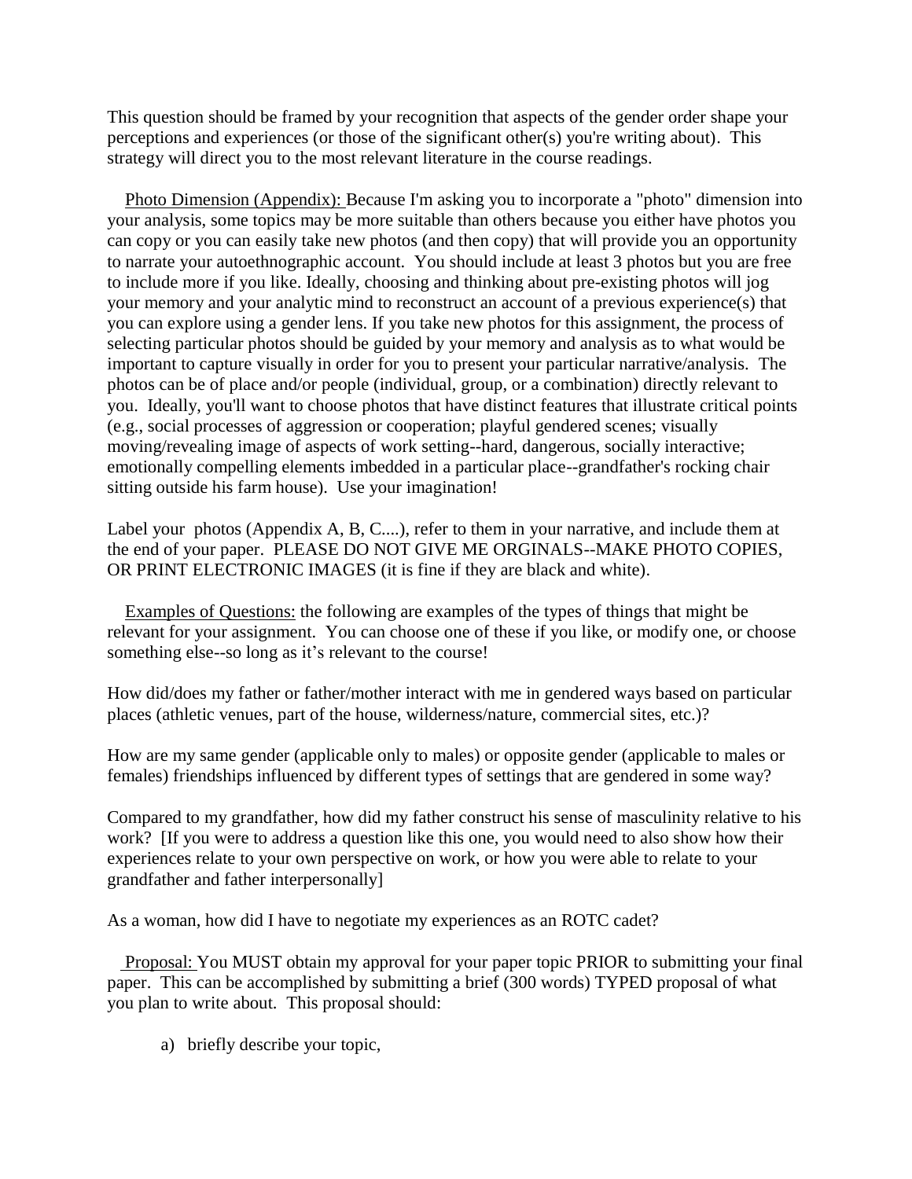This question should be framed by your recognition that aspects of the gender order shape your perceptions and experiences (or those of the significant other(s) you're writing about). This strategy will direct you to the most relevant literature in the course readings.

Photo Dimension (Appendix): Because I'm asking you to incorporate a "photo" dimension into your analysis, some topics may be more suitable than others because you either have photos you can copy or you can easily take new photos (and then copy) that will provide you an opportunity to narrate your autoethnographic account. You should include at least 3 photos but you are free to include more if you like. Ideally, choosing and thinking about pre-existing photos will jog your memory and your analytic mind to reconstruct an account of a previous experience(s) that you can explore using a gender lens. If you take new photos for this assignment, the process of selecting particular photos should be guided by your memory and analysis as to what would be important to capture visually in order for you to present your particular narrative/analysis. The photos can be of place and/or people (individual, group, or a combination) directly relevant to you. Ideally, you'll want to choose photos that have distinct features that illustrate critical points (e.g., social processes of aggression or cooperation; playful gendered scenes; visually moving/revealing image of aspects of work setting--hard, dangerous, socially interactive; emotionally compelling elements imbedded in a particular place--grandfather's rocking chair sitting outside his farm house). Use your imagination!

Label your photos (Appendix A, B, C....), refer to them in your narrative, and include them at the end of your paper. PLEASE DO NOT GIVE ME ORGINALS--MAKE PHOTO COPIES, OR PRINT ELECTRONIC IMAGES (it is fine if they are black and white).

Examples of Questions: the following are examples of the types of things that might be relevant for your assignment. You can choose one of these if you like, or modify one, or choose something else--so long as it's relevant to the course!

How did/does my father or father/mother interact with me in gendered ways based on particular places (athletic venues, part of the house, wilderness/nature, commercial sites, etc.)?

How are my same gender (applicable only to males) or opposite gender (applicable to males or females) friendships influenced by different types of settings that are gendered in some way?

Compared to my grandfather, how did my father construct his sense of masculinity relative to his work? [If you were to address a question like this one, you would need to also show how their experiences relate to your own perspective on work, or how you were able to relate to your grandfather and father interpersonally]

As a woman, how did I have to negotiate my experiences as an ROTC cadet?

Proposal: You MUST obtain my approval for your paper topic PRIOR to submitting your final paper. This can be accomplished by submitting a brief (300 words) TYPED proposal of what you plan to write about. This proposal should:

a) briefly describe your topic,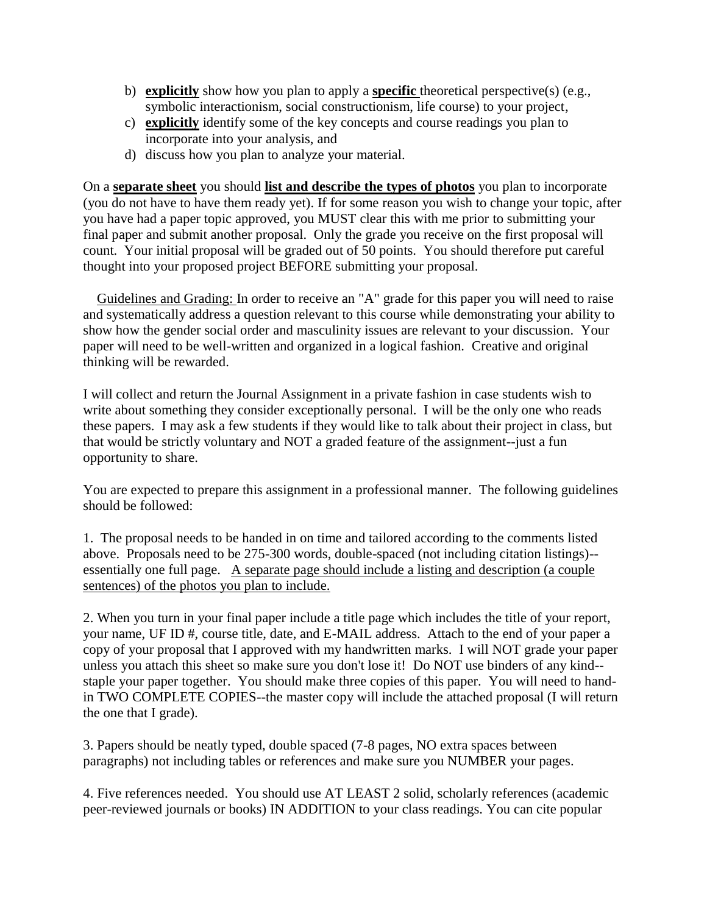b) **explicitly** show how you plan to apply a **specific** theoretical perspective(s) (e.g., symbolic interactionism, social constructionism, life course) to your project,
c) **explicitly** identify some of the key concepts and course readings you plan to incorporate into your analysis, and
d) discuss how you plan to analyze your material.

On a **separate sheet** you should **list and describe the types of photos** you plan to incorporate (you do not have to have them ready yet). If for some reason you wish to change your topic, after you have had a paper topic approved, you MUST clear this with me prior to submitting your final paper and submit another proposal. Only the grade you receive on the first proposal will count. Your initial proposal will be graded out of 50 points. You should therefore put careful thought into your proposed project BEFORE submitting your proposal.

Guidelines and Grading: In order to receive an "A" grade for this paper you will need to raise and systematically address a question relevant to this course while demonstrating your ability to show how the gender social order and masculinity issues are relevant to your discussion. Your paper will need to be well-written and organized in a logical fashion. Creative and original thinking will be rewarded.

I will collect and return the Journal Assignment in a private fashion in case students wish to write about something they consider exceptionally personal. I will be the only one who reads these papers. I may ask a few students if they would like to talk about their project in class, but that would be strictly voluntary and NOT a graded feature of the assignment--just a fun opportunity to share.

You are expected to prepare this assignment in a professional manner. The following guidelines should be followed:

1. The proposal needs to be handed in on time and tailored according to the comments listed above. Proposals need to be 275-300 words, double-spaced (not including citation listings)--essentially one full page. A separate page should include a listing and description (a couple sentences) of the photos you plan to include.

2. When you turn in your final paper include a title page which includes the title of your report, your name, UF ID #, course title, date, and E-MAIL address. Attach to the end of your paper a copy of your proposal that I approved with my handwritten marks. I will NOT grade your paper unless you attach this sheet so make sure you don't lose it! Do NOT use binders of any kind--staple your paper together. You should make three copies of this paper. You will need to hand-in TWO COMPLETE COPIES--the master copy will include the attached proposal (I will return the one that I grade).

3. Papers should be neatly typed, double spaced (7-8 pages, NO extra spaces between paragraphs) not including tables or references and make sure you NUMBER your pages.

4. Five references needed. You should use AT LEAST 2 solid, scholarly references (academic peer-reviewed journals or books) IN ADDITION to your class readings. You can cite popular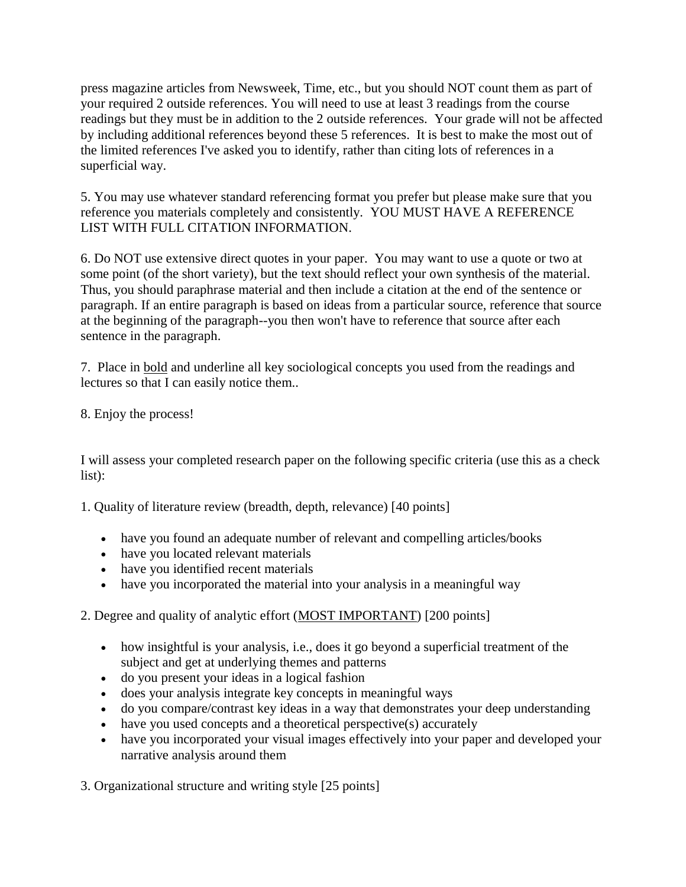press magazine articles from Newsweek, Time, etc., but you should NOT count them as part of your required 2 outside references. You will need to use at least 3 readings from the course readings but they must be in addition to the 2 outside references. Your grade will not be affected by including additional references beyond these 5 references. It is best to make the most out of the limited references I've asked you to identify, rather than citing lots of references in a superficial way.

5. You may use whatever standard referencing format you prefer but please make sure that you reference you materials completely and consistently. YOU MUST HAVE A REFERENCE LIST WITH FULL CITATION INFORMATION.

6. Do NOT use extensive direct quotes in your paper. You may want to use a quote or two at some point (of the short variety), but the text should reflect your own synthesis of the material. Thus, you should paraphrase material and then include a citation at the end of the sentence or paragraph. If an entire paragraph is based on ideas from a particular source, reference that source at the beginning of the paragraph--you then won't have to reference that source after each sentence in the paragraph.

7. Place in <u>bold</u> and underline all key sociological concepts you used from the readings and lectures so that I can easily notice them..

8. Enjoy the process!

I will assess your completed research paper on the following specific criteria (use this as a check list):

1. Quality of literature review (breadth, depth, relevance) [40 points]

- have you found an adequate number of relevant and compelling articles/books
- have you located relevant materials
- have you identified recent materials
- have you incorporated the material into your analysis in a meaningful way

2. Degree and quality of analytic effort (<u>MOST IMPORTANT</u>) [200 points]

- how insightful is your analysis, i.e., does it go beyond a superficial treatment of the subject and get at underlying themes and patterns
- do you present your ideas in a logical fashion
- does your analysis integrate key concepts in meaningful ways
- do you compare/contrast key ideas in a way that demonstrates your deep understanding
- have you used concepts and a theoretical perspective(s) accurately
- have you incorporated your visual images effectively into your paper and developed your narrative analysis around them

3. Organizational structure and writing style [25 points]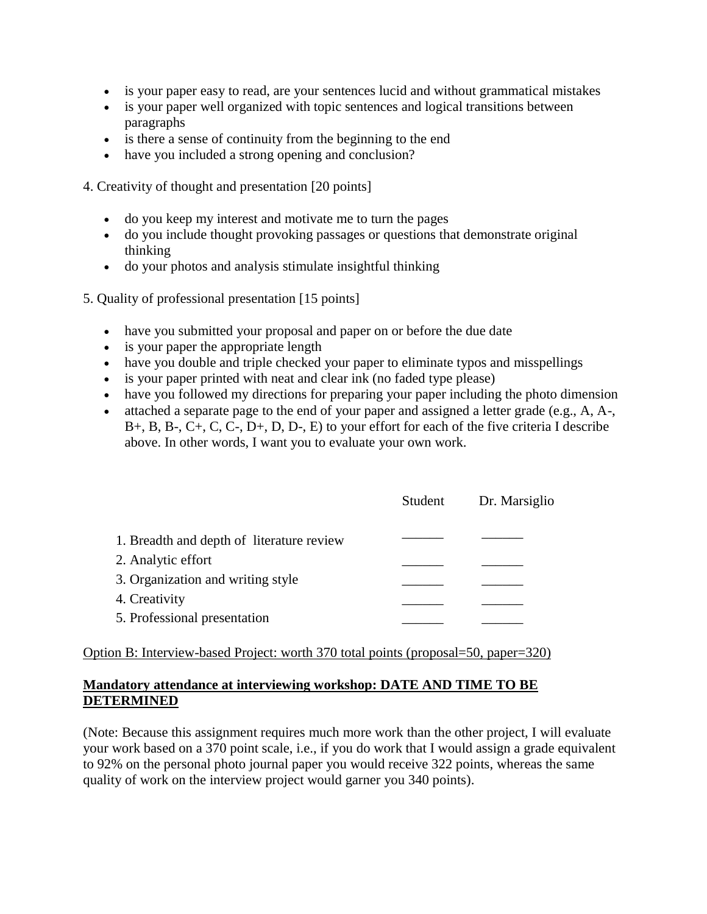- is your paper easy to read, are your sentences lucid and without grammatical mistakes
- is your paper well organized with topic sentences and logical transitions between paragraphs
- is there a sense of continuity from the beginning to the end
- have you included a strong opening and conclusion?

4. Creativity of thought and presentation [20 points]

- do you keep my interest and motivate me to turn the pages
- do you include thought provoking passages or questions that demonstrate original thinking
- do your photos and analysis stimulate insightful thinking

5. Quality of professional presentation [15 points]

- have you submitted your proposal and paper on or before the due date
- is your paper the appropriate length
- have you double and triple checked your paper to eliminate typos and misspellings
- is your paper printed with neat and clear ink (no faded type please)
- have you followed my directions for preparing your paper including the photo dimension
- attached a separate page to the end of your paper and assigned a letter grade (e.g., A, A-, B+, B, B-, C+, C, C-, D+, D, D-, E) to your effort for each of the five criteria I describe above. In other words, I want you to evaluate your own work.

| | Student | Dr. Marsiglio |
| --- | --- | --- |
| 1. Breadth and depth of literature review | ______ | ______ |
| 2. Analytic effort | ______ | ______ |
| 3. Organization and writing style | ______ | ______ |
| 4. Creativity | ______ | ______ |
| 5. Professional presentation | ______ | ______ |

Option B: Interview-based Project: worth 370 total points (proposal=50, paper=320)

**Mandatory attendance at interviewing workshop: DATE AND TIME TO BE DETERMINED**

(Note: Because this assignment requires much more work than the other project, I will evaluate your work based on a 370 point scale, i.e., if you do work that I would assign a grade equivalent to 92% on the personal photo journal paper you would receive 322 points, whereas the same quality of work on the interview project would garner you 340 points).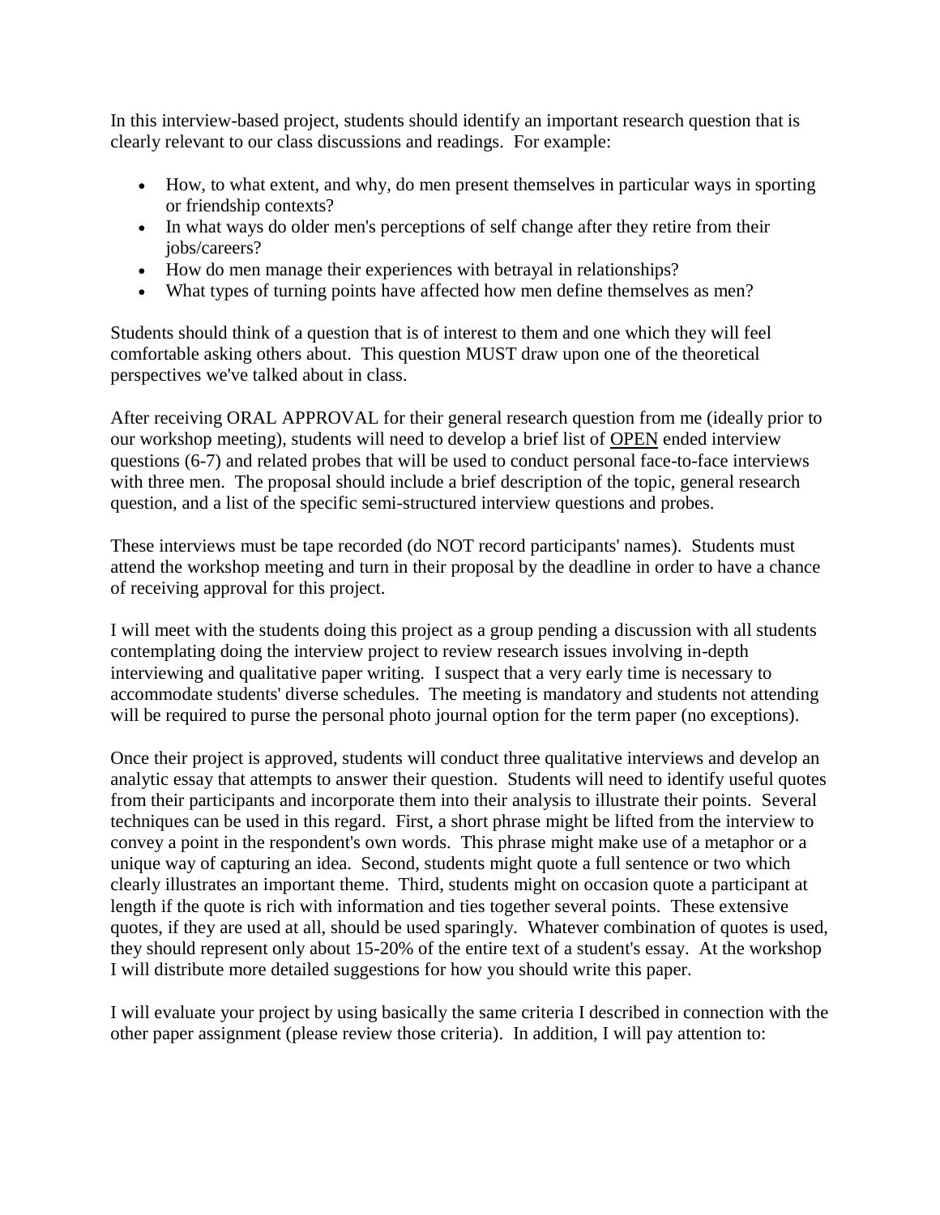In this interview-based project, students should identify an important research question that is clearly relevant to our class discussions and readings. For example:

- How, to what extent, and why, do men present themselves in particular ways in sporting or friendship contexts?
- In what ways do older men's perceptions of self change after they retire from their jobs/careers?
- How do men manage their experiences with betrayal in relationships?
- What types of turning points have affected how men define themselves as men?

Students should think of a question that is of interest to them and one which they will feel comfortable asking others about. This question MUST draw upon one of the theoretical perspectives we've talked about in class.

After receiving ORAL APPROVAL for their general research question from me (ideally prior to our workshop meeting), students will need to develop a brief list of <u>OPEN</u> ended interview questions (6-7) and related probes that will be used to conduct personal face-to-face interviews with three men. The proposal should include a brief description of the topic, general research question, and a list of the specific semi-structured interview questions and probes.

These interviews must be tape recorded (do NOT record participants' names). Students must attend the workshop meeting and turn in their proposal by the deadline in order to have a chance of receiving approval for this project.

I will meet with the students doing this project as a group pending a discussion with all students contemplating doing the interview project to review research issues involving in-depth interviewing and qualitative paper writing. I suspect that a very early time is necessary to accommodate students' diverse schedules. The meeting is mandatory and students not attending will be required to purse the personal photo journal option for the term paper (no exceptions).

Once their project is approved, students will conduct three qualitative interviews and develop an analytic essay that attempts to answer their question. Students will need to identify useful quotes from their participants and incorporate them into their analysis to illustrate their points. Several techniques can be used in this regard. First, a short phrase might be lifted from the interview to convey a point in the respondent's own words. This phrase might make use of a metaphor or a unique way of capturing an idea. Second, students might quote a full sentence or two which clearly illustrates an important theme. Third, students might on occasion quote a participant at length if the quote is rich with information and ties together several points. These extensive quotes, if they are used at all, should be used sparingly. Whatever combination of quotes is used, they should represent only about 15-20% of the entire text of a student's essay. At the workshop I will distribute more detailed suggestions for how you should write this paper.

I will evaluate your project by using basically the same criteria I described in connection with the other paper assignment (please review those criteria). In addition, I will pay attention to: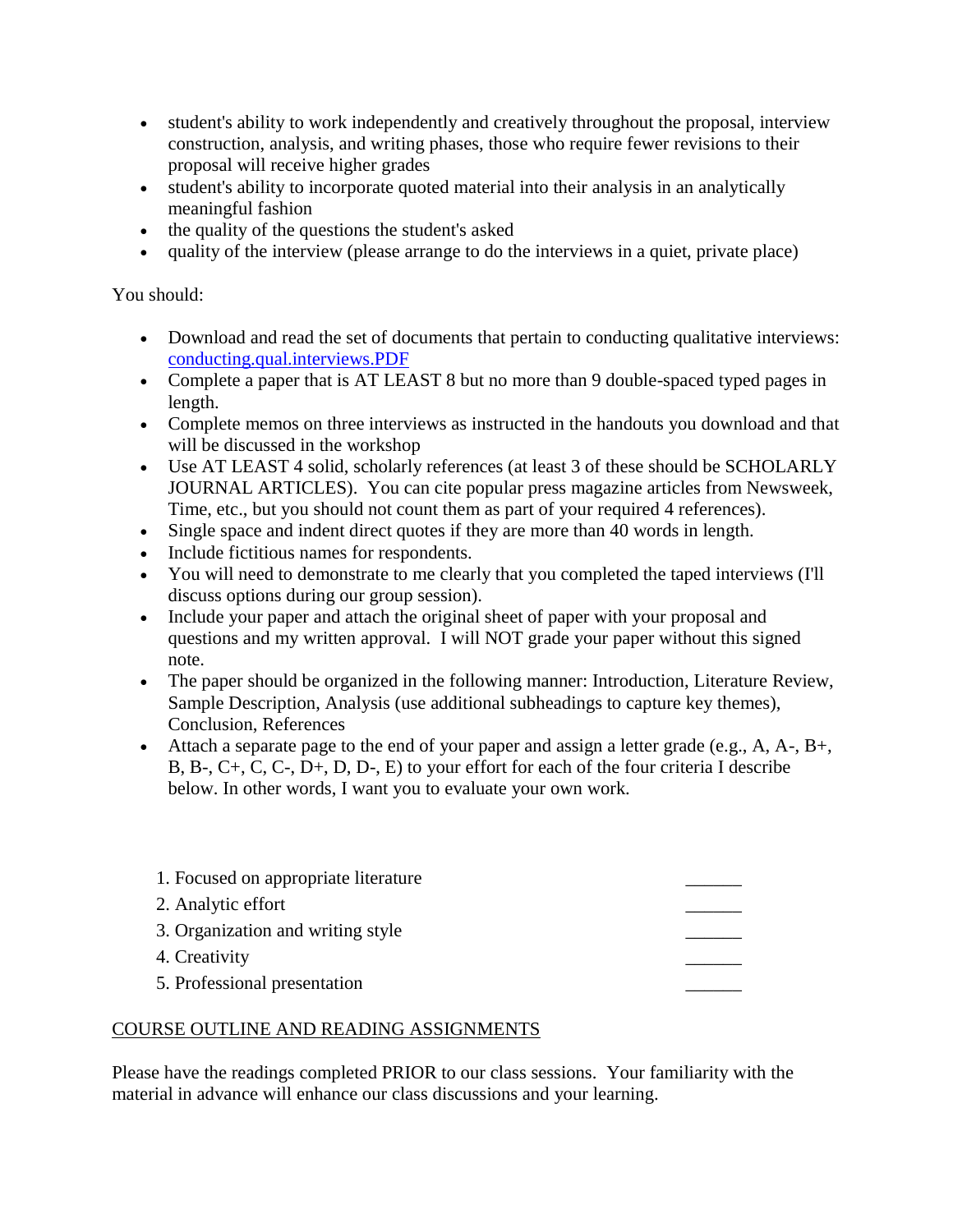- student's ability to work independently and creatively throughout the proposal, interview construction, analysis, and writing phases, those who require fewer revisions to their proposal will receive higher grades
- student's ability to incorporate quoted material into their analysis in an analytically meaningful fashion
- the quality of the questions the student's asked
- quality of the interview (please arrange to do the interviews in a quiet, private place)

You should:

- Download and read the set of documents that pertain to conducting qualitative interviews: conducting.qual.interviews.PDF
- Complete a paper that is AT LEAST 8 but no more than 9 double-spaced typed pages in length.
- Complete memos on three interviews as instructed in the handouts you download and that will be discussed in the workshop
- Use AT LEAST 4 solid, scholarly references (at least 3 of these should be SCHOLARLY JOURNAL ARTICLES). You can cite popular press magazine articles from Newsweek, Time, etc., but you should not count them as part of your required 4 references).
- Single space and indent direct quotes if they are more than 40 words in length.
- Include fictitious names for respondents.
- You will need to demonstrate to me clearly that you completed the taped interviews (I'll discuss options during our group session).
- Include your paper and attach the original sheet of paper with your proposal and questions and my written approval. I will NOT grade your paper without this signed note.
- The paper should be organized in the following manner: Introduction, Literature Review, Sample Description, Analysis (use additional subheadings to capture key themes), Conclusion, References
- Attach a separate page to the end of your paper and assign a letter grade (e.g., A, A-, B+, B, B-, C+, C, C-, D+, D, D-, E) to your effort for each of the four criteria I describe below. In other words, I want you to evaluate your own work.

1. Focused on appropriate literature ______
2. Analytic effort ______
3. Organization and writing style ______
4. Creativity ______
5. Professional presentation ______

COURSE OUTLINE AND READING ASSIGNMENTS

Please have the readings completed PRIOR to our class sessions. Your familiarity with the material in advance will enhance our class discussions and your learning.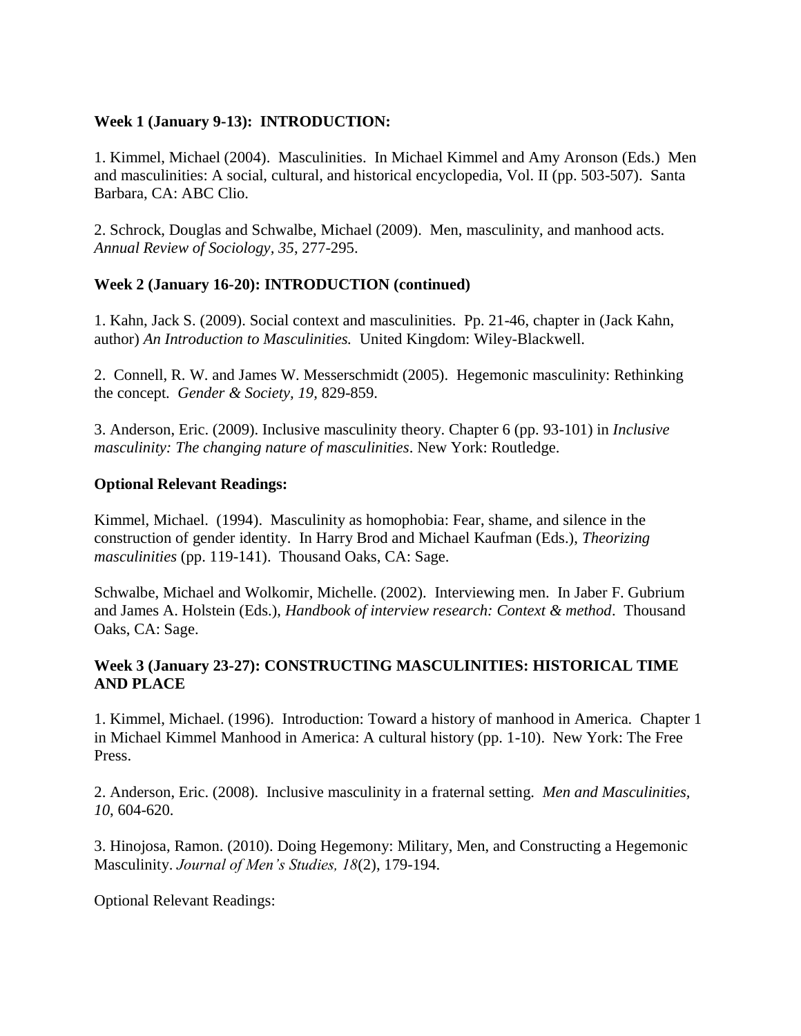**Week 1 (January 9-13): INTRODUCTION:**

1. Kimmel, Michael (2004). Masculinities. In Michael Kimmel and Amy Aronson (Eds.) Men and masculinities: A social, cultural, and historical encyclopedia, Vol. II (pp. 503-507). Santa Barbara, CA: ABC Clio.

2. Schrock, Douglas and Schwalbe, Michael (2009). Men, masculinity, and manhood acts. *Annual Review of Sociology*, *35*, 277-295.

**Week 2 (January 16-20): INTRODUCTION (continued)**

1. Kahn, Jack S. (2009). Social context and masculinities. Pp. 21-46, chapter in (Jack Kahn, author) *An Introduction to Masculinities.* United Kingdom: Wiley-Blackwell.

2. Connell, R. W. and James W. Messerschmidt (2005). Hegemonic masculinity: Rethinking the concept. *Gender & Society, 19,* 829-859.

3. Anderson, Eric. (2009). Inclusive masculinity theory. Chapter 6 (pp. 93-101) in *Inclusive masculinity: The changing nature of masculinities*. New York: Routledge.

**Optional Relevant Readings:**

Kimmel, Michael. (1994). Masculinity as homophobia: Fear, shame, and silence in the construction of gender identity. In Harry Brod and Michael Kaufman (Eds.), *Theorizing masculinities* (pp. 119-141). Thousand Oaks, CA: Sage.

Schwalbe, Michael and Wolkomir, Michelle. (2002). Interviewing men. In Jaber F. Gubrium and James A. Holstein (Eds.), *Handbook of interview research: Context & method*. Thousand Oaks, CA: Sage.

**Week 3 (January 23-27): CONSTRUCTING MASCULINITIES: HISTORICAL TIME AND PLACE**

1. Kimmel, Michael. (1996). Introduction: Toward a history of manhood in America. Chapter 1 in Michael Kimmel Manhood in America: A cultural history (pp. 1-10). New York: The Free Press.

2. Anderson, Eric. (2008). Inclusive masculinity in a fraternal setting. *Men and Masculinities, 10*, 604-620.

3. Hinojosa, Ramon. (2010). Doing Hegemony: Military, Men, and Constructing a Hegemonic Masculinity. *Journal of Men's Studies, 18*(2), 179-194.

Optional Relevant Readings: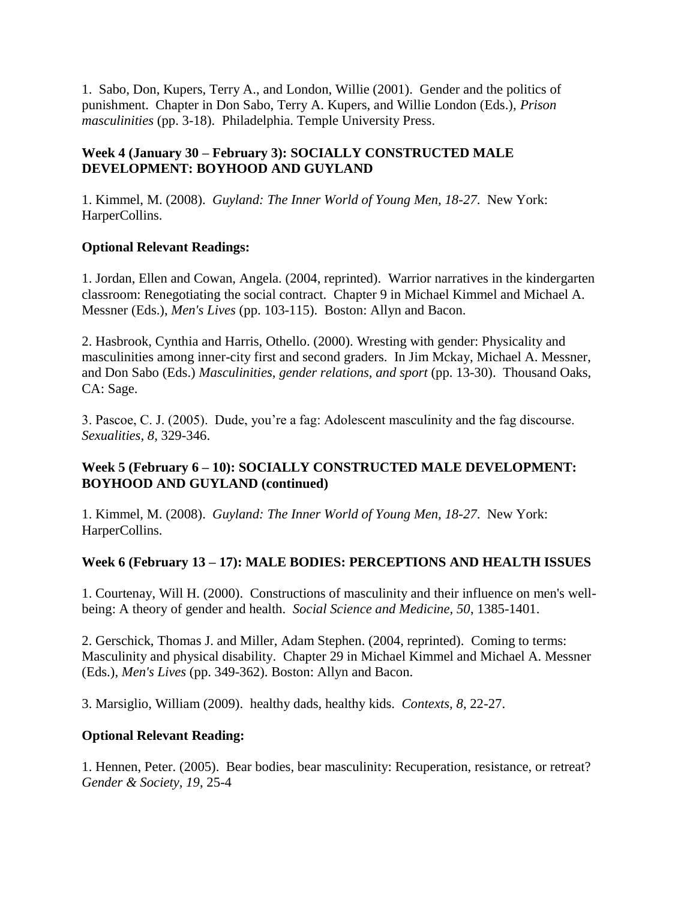1. Sabo, Don, Kupers, Terry A., and London, Willie (2001). Gender and the politics of punishment. Chapter in Don Sabo, Terry A. Kupers, and Willie London (Eds.), *Prison masculinities* (pp. 3-18). Philadelphia. Temple University Press.

**Week 4 (January 30 – February 3): SOCIALLY CONSTRUCTED MALE DEVELOPMENT: BOYHOOD AND GUYLAND**

1. Kimmel, M. (2008). *Guyland: The Inner World of Young Men, 18-27*. New York: HarperCollins.

**Optional Relevant Readings:**

1. Jordan, Ellen and Cowan, Angela. (2004, reprinted). Warrior narratives in the kindergarten classroom: Renegotiating the social contract. Chapter 9 in Michael Kimmel and Michael A. Messner (Eds.), *Men's Lives* (pp. 103-115). Boston: Allyn and Bacon.

2. Hasbrook, Cynthia and Harris, Othello. (2000). Wresting with gender: Physicality and masculinities among inner-city first and second graders. In Jim Mckay, Michael A. Messner, and Don Sabo (Eds.) *Masculinities, gender relations, and sport* (pp. 13-30). Thousand Oaks, CA: Sage.

3. Pascoe, C. J. (2005). Dude, you're a fag: Adolescent masculinity and the fag discourse. *Sexualities, 8*, 329-346.

**Week 5 (February 6 – 10): SOCIALLY CONSTRUCTED MALE DEVELOPMENT: BOYHOOD AND GUYLAND (continued)**

1. Kimmel, M. (2008). *Guyland: The Inner World of Young Men, 18-27*. New York: HarperCollins.

**Week 6 (February 13 – 17): MALE BODIES: PERCEPTIONS AND HEALTH ISSUES**

1. Courtenay, Will H. (2000). Constructions of masculinity and their influence on men's well-being: A theory of gender and health. *Social Science and Medicine, 50*, 1385-1401.

2. Gerschick, Thomas J. and Miller, Adam Stephen. (2004, reprinted). Coming to terms: Masculinity and physical disability. Chapter 29 in Michael Kimmel and Michael A. Messner (Eds.), *Men's Lives* (pp. 349-362). Boston: Allyn and Bacon.

3. Marsiglio, William (2009). healthy dads, healthy kids. *Contexts, 8*, 22-27.

**Optional Relevant Reading:**

1. Hennen, Peter. (2005). Bear bodies, bear masculinity: Recuperation, resistance, or retreat? *Gender & Society*, *19*, 25-4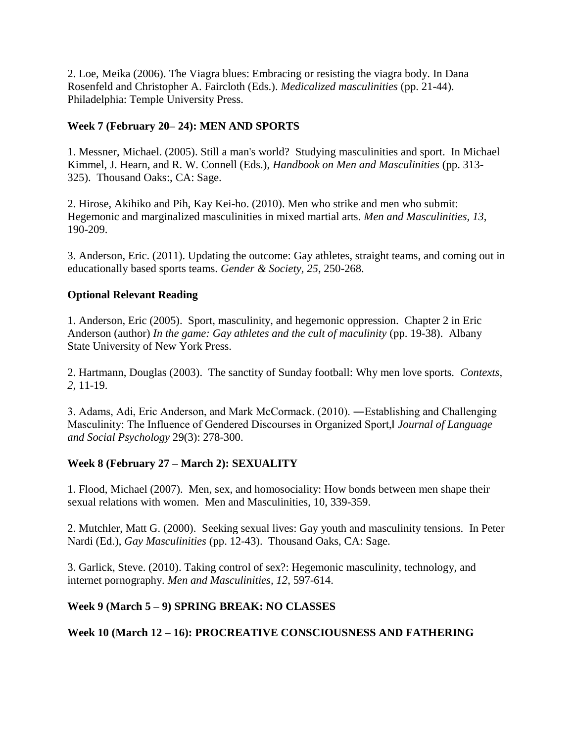2. Loe, Meika (2006). The Viagra blues: Embracing or resisting the viagra body. In Dana Rosenfeld and Christopher A. Faircloth (Eds.). *Medicalized masculinities* (pp. 21-44). Philadelphia: Temple University Press.

**Week 7 (February 20– 24): MEN AND SPORTS**

1. Messner, Michael. (2005). Still a man's world? Studying masculinities and sport. In Michael Kimmel, J. Hearn, and R. W. Connell (Eds.), *Handbook on Men and Masculinities* (pp. 313-325). Thousand Oaks:, CA: Sage.

2. Hirose, Akihiko and Pih, Kay Kei-ho. (2010). Men who strike and men who submit: Hegemonic and marginalized masculinities in mixed martial arts. *Men and Masculinities, 13*, 190-209.

3. Anderson, Eric. (2011). Updating the outcome: Gay athletes, straight teams, and coming out in educationally based sports teams. *Gender & Society, 25*, 250-268.

**Optional Relevant Reading**

1. Anderson, Eric (2005). Sport, masculinity, and hegemonic oppression. Chapter 2 in Eric Anderson (author) *In the game: Gay athletes and the cult of maculinity* (pp. 19-38). Albany State University of New York Press.

2. Hartmann, Douglas (2003). The sanctity of Sunday football: Why men love sports. *Contexts, 2*, 11-19.

3. Adams, Adi, Eric Anderson, and Mark McCormack. (2010). ―Establishing and Challenging Masculinity: The Influence of Gendered Discourses in Organized Sport,‖ *Journal of Language and Social Psychology* 29(3): 278-300.

**Week 8 (February 27 – March 2): SEXUALITY**

1. Flood, Michael (2007). Men, sex, and homosociality: How bonds between men shape their sexual relations with women. Men and Masculinities, 10, 339-359.

2. Mutchler, Matt G. (2000). Seeking sexual lives: Gay youth and masculinity tensions. In Peter Nardi (Ed.), *Gay Masculinities* (pp. 12-43). Thousand Oaks, CA: Sage.

3. Garlick, Steve. (2010). Taking control of sex?: Hegemonic masculinity, technology, and internet pornography. *Men and Masculinities, 12*, 597-614.

**Week 9 (March 5 – 9) SPRING BREAK: NO CLASSES**

**Week 10 (March 12 – 16): PROCREATIVE CONSCIOUSNESS AND FATHERING**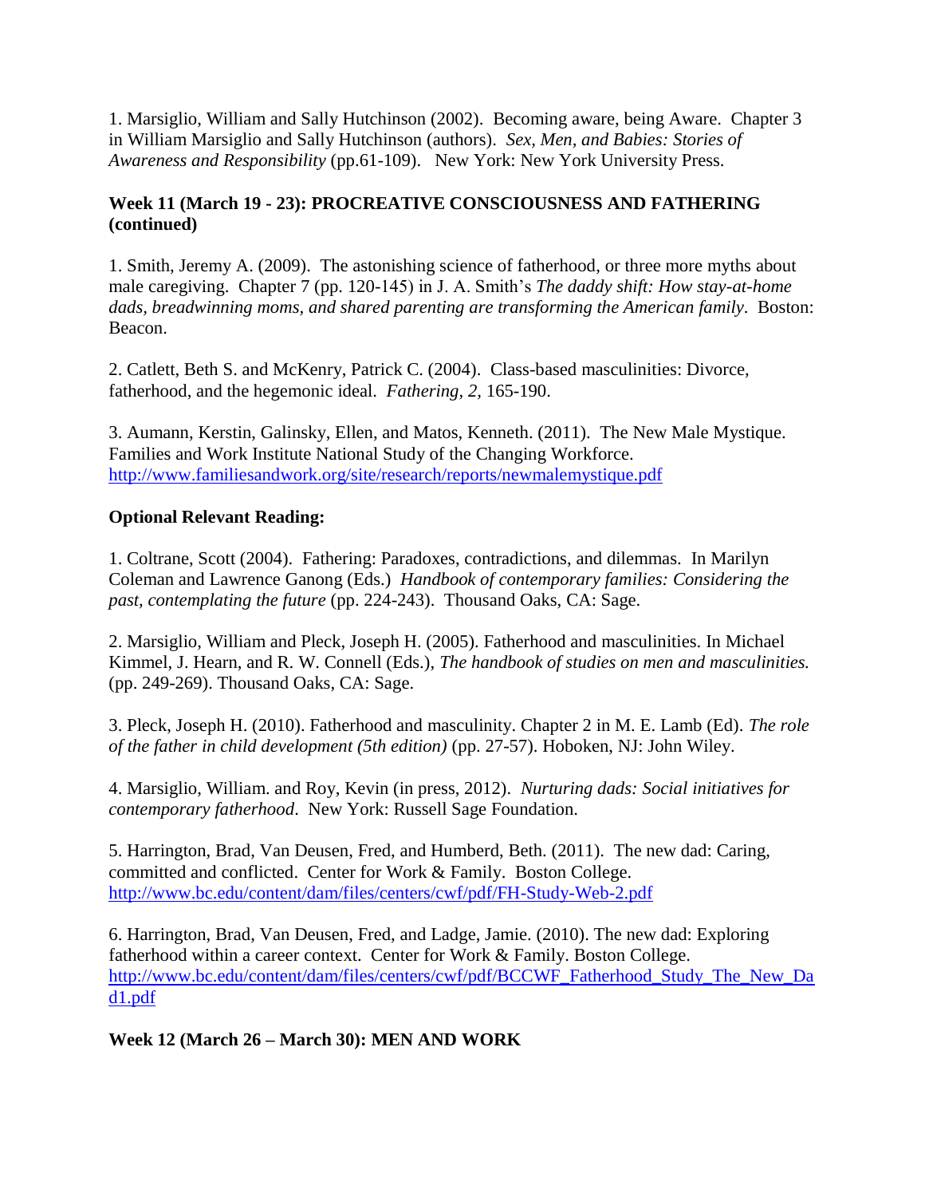1. Marsiglio, William and Sally Hutchinson (2002). Becoming aware, being Aware. Chapter 3 in William Marsiglio and Sally Hutchinson (authors). *Sex, Men, and Babies: Stories of Awareness and Responsibility* (pp.61-109). New York: New York University Press.

**Week 11 (March 19 - 23): PROCREATIVE CONSCIOUSNESS AND FATHERING (continued)**

1. Smith, Jeremy A. (2009). The astonishing science of fatherhood, or three more myths about male caregiving. Chapter 7 (pp. 120-145) in J. A. Smith's *The daddy shift: How stay-at-home dads, breadwinning moms, and shared parenting are transforming the American family*. Boston: Beacon.

2. Catlett, Beth S. and McKenry, Patrick C. (2004). Class-based masculinities: Divorce, fatherhood, and the hegemonic ideal. *Fathering, 2*, 165-190.

3. Aumann, Kerstin, Galinsky, Ellen, and Matos, Kenneth. (2011). The New Male Mystique. Families and Work Institute National Study of the Changing Workforce. http://www.familiesandwork.org/site/research/reports/newmalemystique.pdf

**Optional Relevant Reading:**

1. Coltrane, Scott (2004). Fathering: Paradoxes, contradictions, and dilemmas. In Marilyn Coleman and Lawrence Ganong (Eds.) *Handbook of contemporary families: Considering the past, contemplating the future* (pp. 224-243). Thousand Oaks, CA: Sage.

2. Marsiglio, William and Pleck, Joseph H. (2005). Fatherhood and masculinities. In Michael Kimmel, J. Hearn, and R. W. Connell (Eds.), *The handbook of studies on men and masculinities.* (pp. 249-269). Thousand Oaks, CA: Sage.

3. Pleck, Joseph H. (2010). Fatherhood and masculinity. Chapter 2 in M. E. Lamb (Ed). *The role of the father in child development (5th edition)* (pp. 27-57). Hoboken, NJ: John Wiley.

4. Marsiglio, William. and Roy, Kevin (in press, 2012). *Nurturing dads: Social initiatives for contemporary fatherhood*. New York: Russell Sage Foundation.

5. Harrington, Brad, Van Deusen, Fred, and Humberd, Beth. (2011). The new dad: Caring, committed and conflicted. Center for Work & Family. Boston College. http://www.bc.edu/content/dam/files/centers/cwf/pdf/FH-Study-Web-2.pdf

6. Harrington, Brad, Van Deusen, Fred, and Ladge, Jamie. (2010). The new dad: Exploring fatherhood within a career context. Center for Work & Family. Boston College. http://www.bc.edu/content/dam/files/centers/cwf/pdf/BCCWF_Fatherhood_Study_The_New_Dad1.pdf

**Week 12 (March 26 – March 30): MEN AND WORK**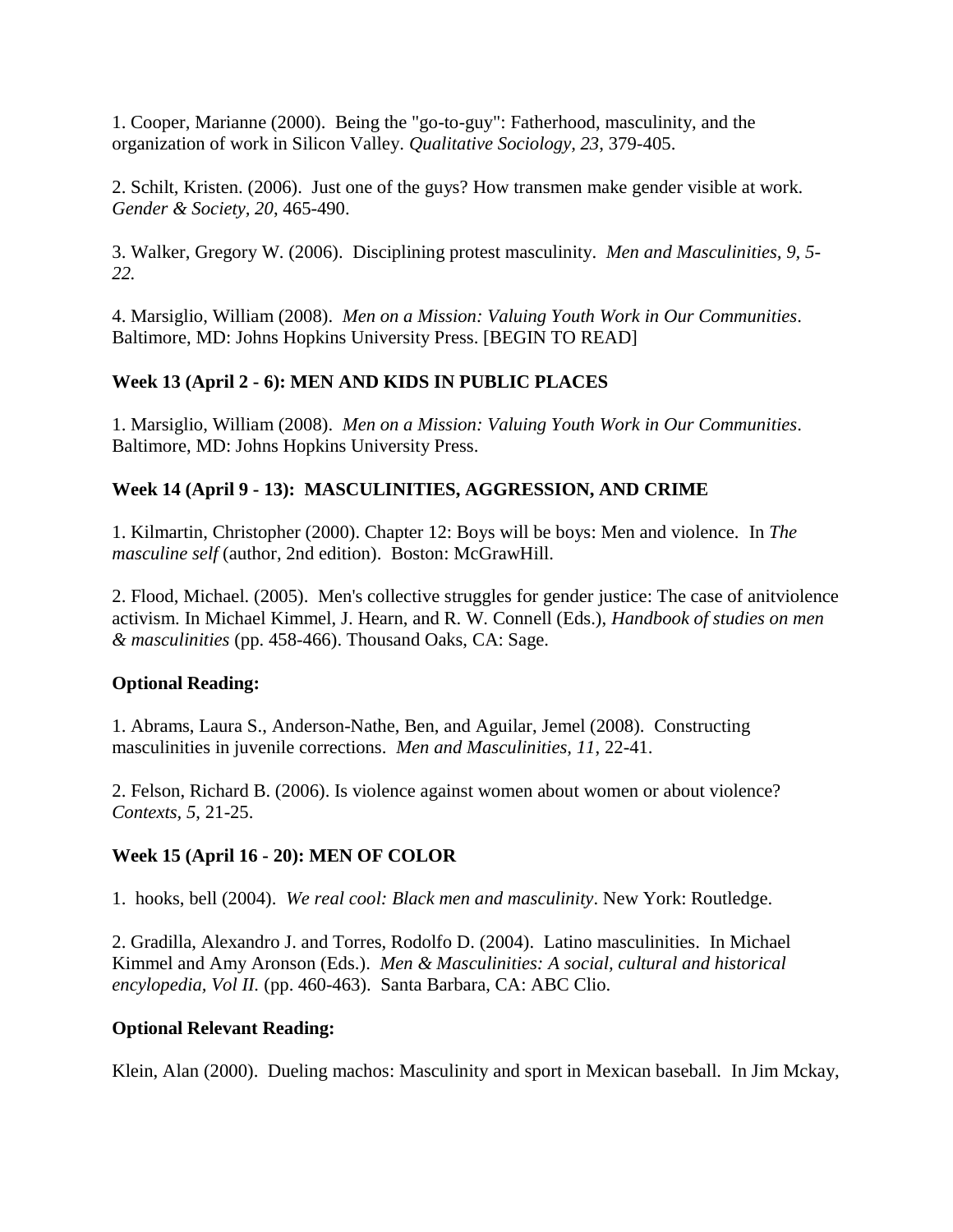1. Cooper, Marianne (2000). Being the "go-to-guy": Fatherhood, masculinity, and the organization of work in Silicon Valley. *Qualitative Sociology, 23*, 379-405.

2. Schilt, Kristen. (2006). Just one of the guys? How transmen make gender visible at work. *Gender & Society, 20*, 465-490.

3. Walker, Gregory W. (2006). Disciplining protest masculinity. *Men and Masculinities, 9, 5-22.*

4. Marsiglio, William (2008). *Men on a Mission: Valuing Youth Work in Our Communities*. Baltimore, MD: Johns Hopkins University Press. [BEGIN TO READ]

**Week 13 (April 2 - 6): MEN AND KIDS IN PUBLIC PLACES**

1. Marsiglio, William (2008). *Men on a Mission: Valuing Youth Work in Our Communities*. Baltimore, MD: Johns Hopkins University Press.

**Week 14 (April 9 - 13): MASCULINITIES, AGGRESSION, AND CRIME**

1. Kilmartin, Christopher (2000). Chapter 12: Boys will be boys: Men and violence. In *The masculine self* (author, 2nd edition). Boston: McGrawHill.

2. Flood, Michael. (2005). Men's collective struggles for gender justice: The case of anitviolence activism. In Michael Kimmel, J. Hearn, and R. W. Connell (Eds.), *Handbook of studies on men & masculinities* (pp. 458-466). Thousand Oaks, CA: Sage.

**Optional Reading:**

1. Abrams, Laura S., Anderson-Nathe, Ben, and Aguilar, Jemel (2008). Constructing masculinities in juvenile corrections. *Men and Masculinities, 11*, 22-41.

2. Felson, Richard B. (2006). Is violence against women about women or about violence? *Contexts, 5*, 21-25.

**Week 15 (April 16 - 20): MEN OF COLOR**

1. hooks, bell (2004). *We real cool: Black men and masculinity*. New York: Routledge.

2. Gradilla, Alexandro J. and Torres, Rodolfo D. (2004). Latino masculinities. In Michael Kimmel and Amy Aronson (Eds.). *Men & Masculinities: A social, cultural and historical encylopedia, Vol II.* (pp. 460-463). Santa Barbara, CA: ABC Clio.

**Optional Relevant Reading:**

Klein, Alan (2000). Dueling machos: Masculinity and sport in Mexican baseball. In Jim Mckay,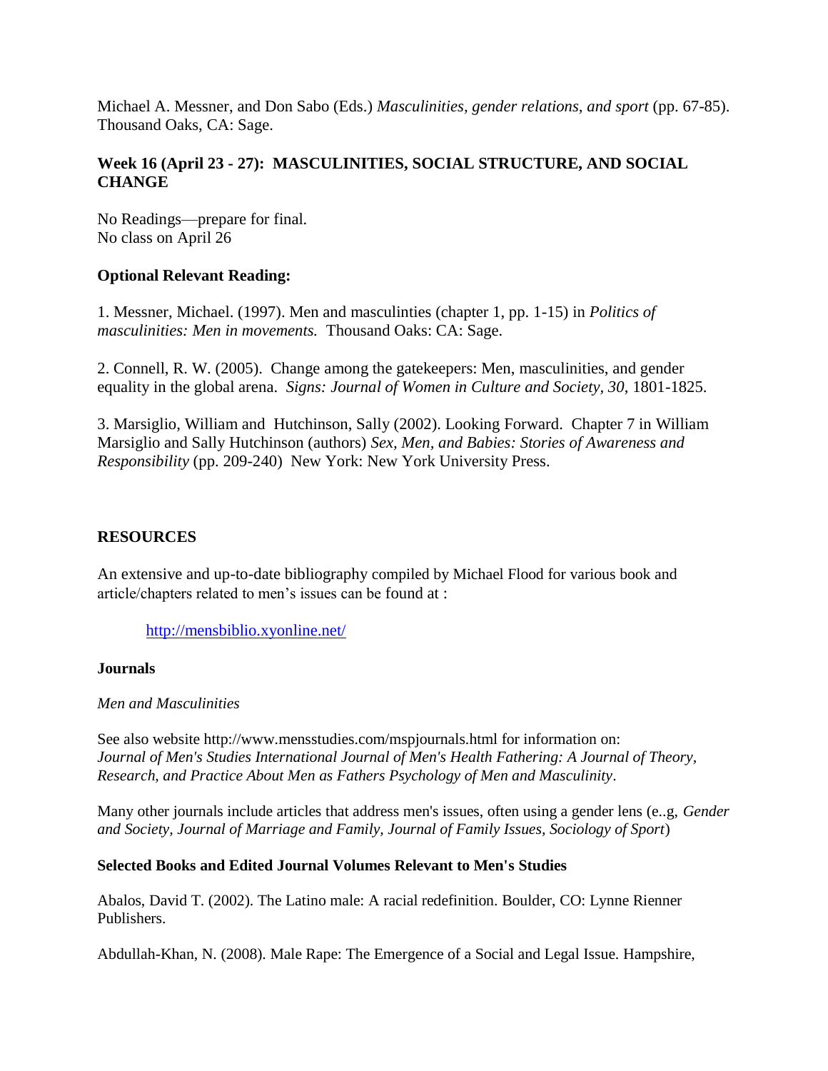Michael A. Messner, and Don Sabo (Eds.) *Masculinities, gender relations, and sport* (pp. 67-85). Thousand Oaks, CA: Sage.

**Week 16 (April 23 - 27): MASCULINITIES, SOCIAL STRUCTURE, AND SOCIAL CHANGE**

No Readings—prepare for final.
No class on April 26

**Optional Relevant Reading:**

1. Messner, Michael. (1997). Men and masculintes (chapter 1, pp. 1-15) in *Politics of masculinities: Men in movements.* Thousand Oaks: CA: Sage.

2. Connell, R. W. (2005). Change among the gatekeepers: Men, masculinities, and gender equality in the global arena. *Signs: Journal of Women in Culture and Society, 30*, 1801-1825.

3. Marsiglio, William and Hutchinson, Sally (2002). Looking Forward. Chapter 7 in William Marsiglio and Sally Hutchinson (authors) *Sex, Men, and Babies: Stories of Awareness and Responsibility* (pp. 209-240) New York: New York University Press.

## RESOURCES

An extensive and up-to-date bibliography compiled by Michael Flood for various book and article/chapters related to men's issues can be found at :

http://mensbiblio.xyonline.net/

**Journals**

*Men and Masculinities*

See also website http://www.mensstudies.com/mspjournals.html for information on: *Journal of Men's Studies International Journal of Men's Health Fathering: A Journal of Theory, Research, and Practice About Men as Fathers Psychology of Men and Masculinity*.

Many other journals include articles that address men's issues, often using a gender lens (e..g, *Gender and Society, Journal of Marriage and Family, Journal of Family Issues, Sociology of Sport*)

**Selected Books and Edited Journal Volumes Relevant to Men's Studies**

Abalos, David T. (2002). The Latino male: A racial redefinition. Boulder, CO: Lynne Rienner Publishers.

Abdullah-Khan, N. (2008). Male Rape: The Emergence of a Social and Legal Issue. Hampshire,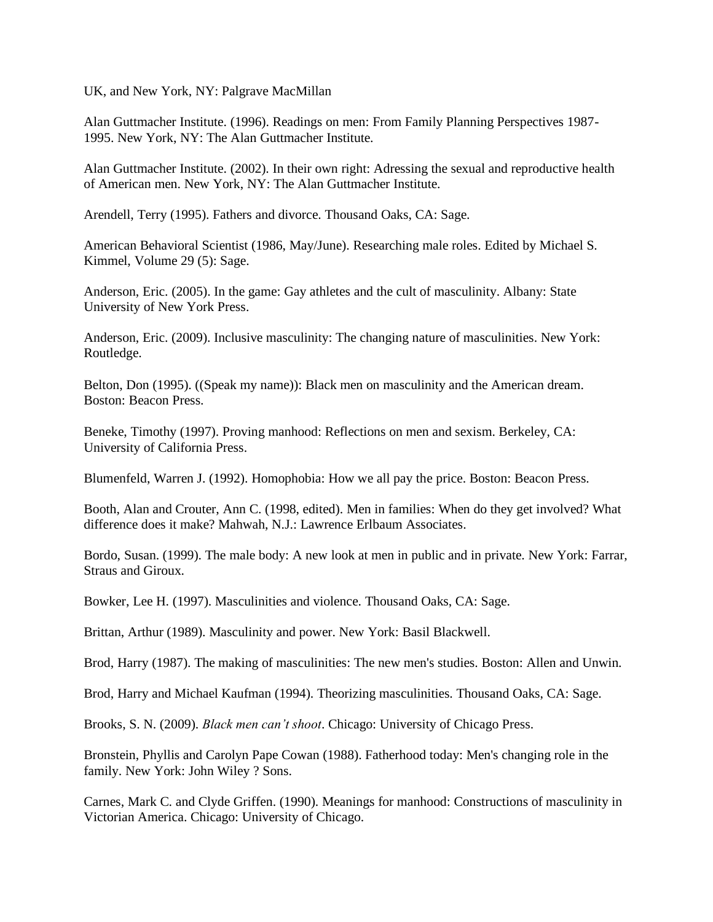UK, and New York, NY: Palgrave MacMillan

Alan Guttmacher Institute. (1996). Readings on men: From Family Planning Perspectives 1987-1995. New York, NY: The Alan Guttmacher Institute.

Alan Guttmacher Institute. (2002). In their own right: Adressing the sexual and reproductive health of American men. New York, NY: The Alan Guttmacher Institute.

Arendell, Terry (1995). Fathers and divorce. Thousand Oaks, CA: Sage.

American Behavioral Scientist (1986, May/June). Researching male roles. Edited by Michael S. Kimmel, Volume 29 (5): Sage.

Anderson, Eric. (2005). In the game: Gay athletes and the cult of masculinity. Albany: State University of New York Press.

Anderson, Eric. (2009). Inclusive masculinity: The changing nature of masculinities. New York: Routledge.

Belton, Don (1995). ((Speak my name)): Black men on masculinity and the American dream. Boston: Beacon Press.

Beneke, Timothy (1997). Proving manhood: Reflections on men and sexism. Berkeley, CA: University of California Press.

Blumenfeld, Warren J. (1992). Homophobia: How we all pay the price. Boston: Beacon Press.

Booth, Alan and Crouter, Ann C. (1998, edited). Men in families: When do they get involved? What difference does it make? Mahwah, N.J.: Lawrence Erlbaum Associates.

Bordo, Susan. (1999). The male body: A new look at men in public and in private. New York: Farrar, Straus and Giroux.

Bowker, Lee H. (1997). Masculinities and violence. Thousand Oaks, CA: Sage.

Brittan, Arthur (1989). Masculinity and power. New York: Basil Blackwell.

Brod, Harry (1987). The making of masculinities: The new men's studies. Boston: Allen and Unwin.

Brod, Harry and Michael Kaufman (1994). Theorizing masculinities. Thousand Oaks, CA: Sage.

Brooks, S. N. (2009). *Black men can't shoot*. Chicago: University of Chicago Press.

Bronstein, Phyllis and Carolyn Pape Cowan (1988). Fatherhood today: Men's changing role in the family. New York: John Wiley ? Sons.

Carnes, Mark C. and Clyde Griffen. (1990). Meanings for manhood: Constructions of masculinity in Victorian America. Chicago: University of Chicago.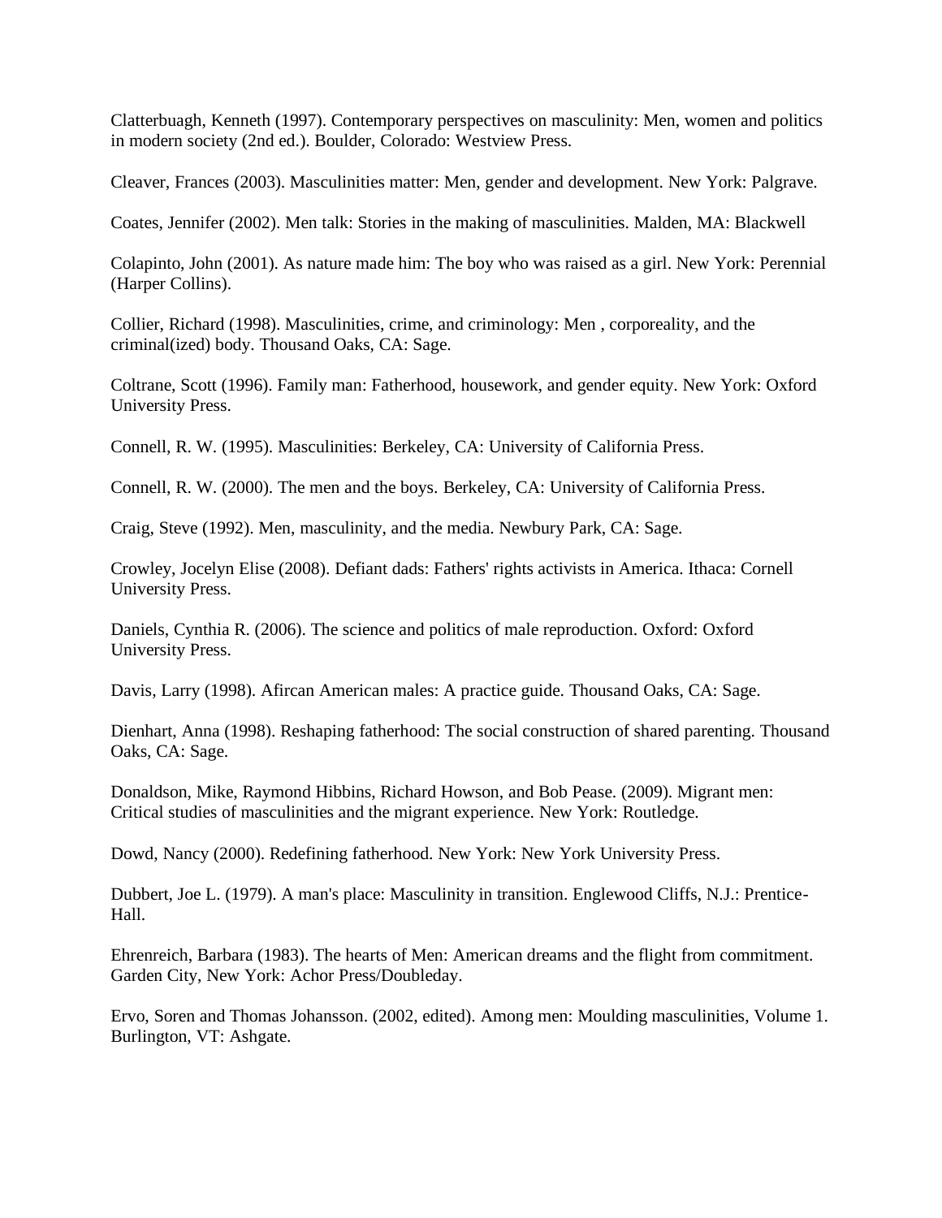Clatterbuagh, Kenneth (1997). Contemporary perspectives on masculinity: Men, women and politics in modern society (2nd ed.). Boulder, Colorado: Westview Press.

Cleaver, Frances (2003). Masculinities matter: Men, gender and development. New York: Palgrave.

Coates, Jennifer (2002). Men talk: Stories in the making of masculinities. Malden, MA: Blackwell

Colapinto, John (2001). As nature made him: The boy who was raised as a girl. New York: Perennial (Harper Collins).

Collier, Richard (1998). Masculinities, crime, and criminology: Men , corporeality, and the criminal(ized) body. Thousand Oaks, CA: Sage.

Coltrane, Scott (1996). Family man: Fatherhood, housework, and gender equity. New York: Oxford University Press.

Connell, R. W. (1995). Masculinities: Berkeley, CA: University of California Press.

Connell, R. W. (2000). The men and the boys. Berkeley, CA: University of California Press.

Craig, Steve (1992). Men, masculinity, and the media. Newbury Park, CA: Sage.

Crowley, Jocelyn Elise (2008). Defiant dads: Fathers' rights activists in America. Ithaca: Cornell University Press.

Daniels, Cynthia R. (2006). The science and politics of male reproduction. Oxford: Oxford University Press.

Davis, Larry (1998). Afircan American males: A practice guide. Thousand Oaks, CA: Sage.

Dienhart, Anna (1998). Reshaping fatherhood: The social construction of shared parenting. Thousand Oaks, CA: Sage.

Donaldson, Mike, Raymond Hibbins, Richard Howson, and Bob Pease. (2009). Migrant men: Critical studies of masculinities and the migrant experience. New York: Routledge.

Dowd, Nancy (2000). Redefining fatherhood. New York: New York University Press.

Dubbert, Joe L. (1979). A man's place: Masculinity in transition. Englewood Cliffs, N.J.: Prentice-Hall.

Ehrenreich, Barbara (1983). The hearts of Men: American dreams and the flight from commitment. Garden City, New York: Achor Press/Doubleday.

Ervo, Soren and Thomas Johansson. (2002, edited). Among men: Moulding masculinities, Volume 1. Burlington, VT: Ashgate.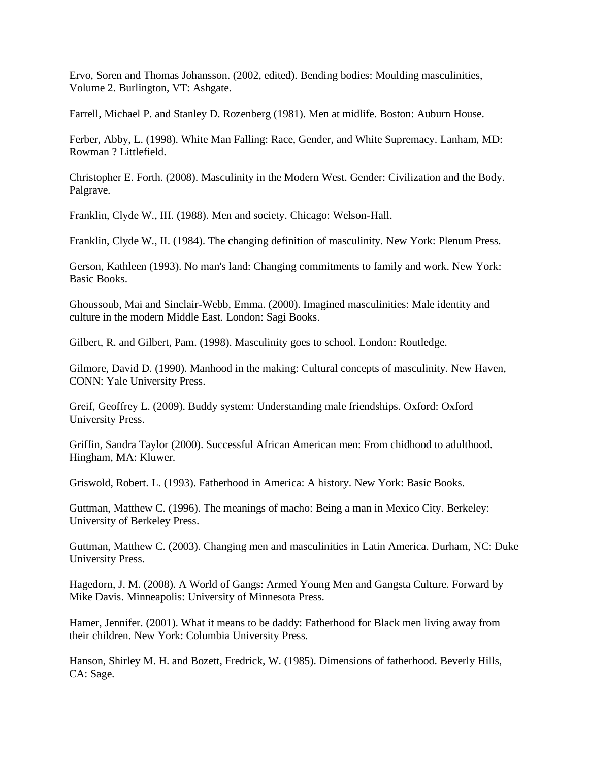Ervo, Soren and Thomas Johansson. (2002, edited). Bending bodies: Moulding masculinities, Volume 2. Burlington, VT: Ashgate.

Farrell, Michael P. and Stanley D. Rozenberg (1981). Men at midlife. Boston: Auburn House.

Ferber, Abby, L. (1998). White Man Falling: Race, Gender, and White Supremacy. Lanham, MD: Rowman ? Littlefield.

Christopher E. Forth. (2008). Masculinity in the Modern West. Gender: Civilization and the Body. Palgrave.

Franklin, Clyde W., III. (1988). Men and society. Chicago: Welson-Hall.

Franklin, Clyde W., II. (1984). The changing definition of masculinity. New York: Plenum Press.

Gerson, Kathleen (1993). No man's land: Changing commitments to family and work. New York: Basic Books.

Ghoussoub, Mai and Sinclair-Webb, Emma. (2000). Imagined masculinities: Male identity and culture in the modern Middle East. London: Sagi Books.

Gilbert, R. and Gilbert, Pam. (1998). Masculinity goes to school. London: Routledge.

Gilmore, David D. (1990). Manhood in the making: Cultural concepts of masculinity. New Haven, CONN: Yale University Press.

Greif, Geoffrey L. (2009). Buddy system: Understanding male friendships. Oxford: Oxford University Press.

Griffin, Sandra Taylor (2000). Successful African American men: From chidhood to adulthood. Hingham, MA: Kluwer.

Griswold, Robert. L. (1993). Fatherhood in America: A history. New York: Basic Books.

Guttman, Matthew C. (1996). The meanings of macho: Being a man in Mexico City. Berkeley: University of Berkeley Press.

Guttman, Matthew C. (2003). Changing men and masculinities in Latin America. Durham, NC: Duke University Press.

Hagedorn, J. M. (2008). A World of Gangs: Armed Young Men and Gangsta Culture. Forward by Mike Davis. Minneapolis: University of Minnesota Press.

Hamer, Jennifer. (2001). What it means to be daddy: Fatherhood for Black men living away from their children. New York: Columbia University Press.

Hanson, Shirley M. H. and Bozett, Fredrick, W. (1985). Dimensions of fatherhood. Beverly Hills, CA: Sage.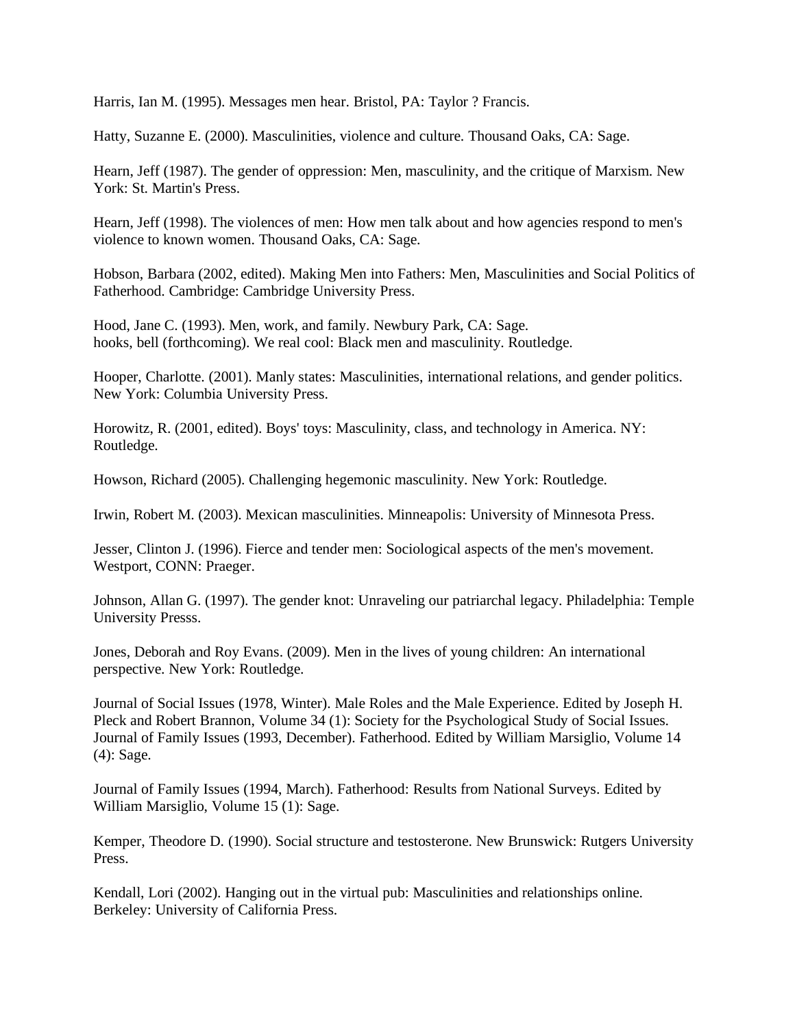Harris, Ian M. (1995). Messages men hear. Bristol, PA: Taylor ? Francis.

Hatty, Suzanne E. (2000). Masculinities, violence and culture. Thousand Oaks, CA: Sage.

Hearn, Jeff (1987). The gender of oppression: Men, masculinity, and the critique of Marxism. New York: St. Martin's Press.

Hearn, Jeff (1998). The violences of men: How men talk about and how agencies respond to men's violence to known women. Thousand Oaks, CA: Sage.

Hobson, Barbara (2002, edited). Making Men into Fathers: Men, Masculinities and Social Politics of Fatherhood. Cambridge: Cambridge University Press.

Hood, Jane C. (1993). Men, work, and family. Newbury Park, CA: Sage.
hooks, bell (forthcoming). We real cool: Black men and masculinity. Routledge.

Hooper, Charlotte. (2001). Manly states: Masculinities, international relations, and gender politics. New York: Columbia University Press.

Horowitz, R. (2001, edited). Boys' toys: Masculinity, class, and technology in America. NY: Routledge.

Howson, Richard (2005). Challenging hegemonic masculinity. New York: Routledge.

Irwin, Robert M. (2003). Mexican masculinities. Minneapolis: University of Minnesota Press.

Jesser, Clinton J. (1996). Fierce and tender men: Sociological aspects of the men's movement. Westport, CONN: Praeger.

Johnson, Allan G. (1997). The gender knot: Unraveling our patriarchal legacy. Philadelphia: Temple University Presss.

Jones, Deborah and Roy Evans. (2009). Men in the lives of young children: An international perspective. New York: Routledge.

Journal of Social Issues (1978, Winter). Male Roles and the Male Experience. Edited by Joseph H. Pleck and Robert Brannon, Volume 34 (1): Society for the Psychological Study of Social Issues.
Journal of Family Issues (1993, December). Fatherhood. Edited by William Marsiglio, Volume 14 (4): Sage.

Journal of Family Issues (1994, March). Fatherhood: Results from National Surveys. Edited by William Marsiglio, Volume 15 (1): Sage.

Kemper, Theodore D. (1990). Social structure and testosterone. New Brunswick: Rutgers University Press.

Kendall, Lori (2002). Hanging out in the virtual pub: Masculinities and relationships online. Berkeley: University of California Press.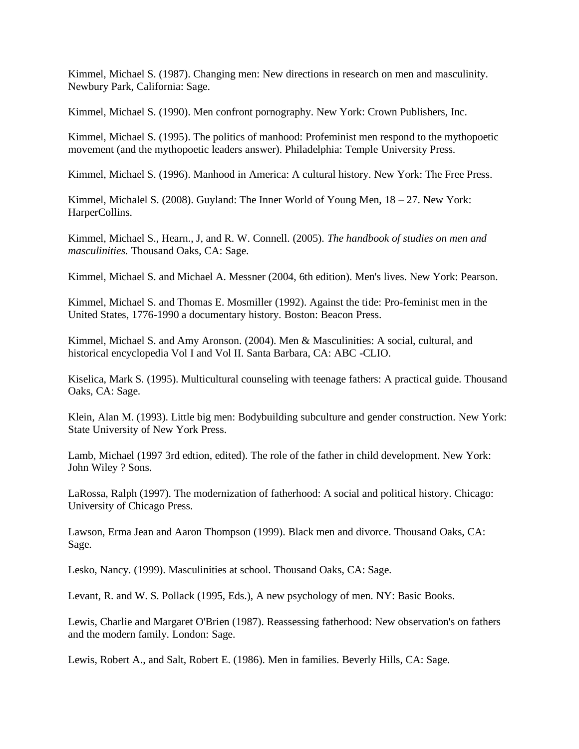Kimmel, Michael S. (1987). Changing men: New directions in research on men and masculinity. Newbury Park, California: Sage.

Kimmel, Michael S. (1990). Men confront pornography. New York: Crown Publishers, Inc.

Kimmel, Michael S. (1995). The politics of manhood: Profeminist men respond to the mythopoetic movement (and the mythopoetic leaders answer). Philadelphia: Temple University Press.

Kimmel, Michael S. (1996). Manhood in America: A cultural history. New York: The Free Press.

Kimmel, Michalel S. (2008). Guyland: The Inner World of Young Men, 18 – 27. New York: HarperCollins.

Kimmel, Michael S., Hearn., J, and R. W. Connell. (2005). *The handbook of studies on men and masculinities.* Thousand Oaks, CA: Sage.

Kimmel, Michael S. and Michael A. Messner (2004, 6th edition). Men's lives. New York: Pearson.

Kimmel, Michael S. and Thomas E. Mosmiller (1992). Against the tide: Pro-feminist men in the United States, 1776-1990 a documentary history. Boston: Beacon Press.

Kimmel, Michael S. and Amy Aronson. (2004). Men & Masculinities: A social, cultural, and historical encyclopedia Vol I and Vol II. Santa Barbara, CA: ABC -CLIO.

Kiselica, Mark S. (1995). Multicultural counseling with teenage fathers: A practical guide. Thousand Oaks, CA: Sage.

Klein, Alan M. (1993). Little big men: Bodybuilding subculture and gender construction. New York: State University of New York Press.

Lamb, Michael (1997 3rd edtion, edited). The role of the father in child development. New York: John Wiley ? Sons.

LaRossa, Ralph (1997). The modernization of fatherhood: A social and political history. Chicago: University of Chicago Press.

Lawson, Erma Jean and Aaron Thompson (1999). Black men and divorce. Thousand Oaks, CA: Sage.

Lesko, Nancy. (1999). Masculinities at school. Thousand Oaks, CA: Sage.

Levant, R. and W. S. Pollack (1995, Eds.), A new psychology of men. NY: Basic Books.

Lewis, Charlie and Margaret O'Brien (1987). Reassessing fatherhood: New observation's on fathers and the modern family. London: Sage.

Lewis, Robert A., and Salt, Robert E. (1986). Men in families. Beverly Hills, CA: Sage.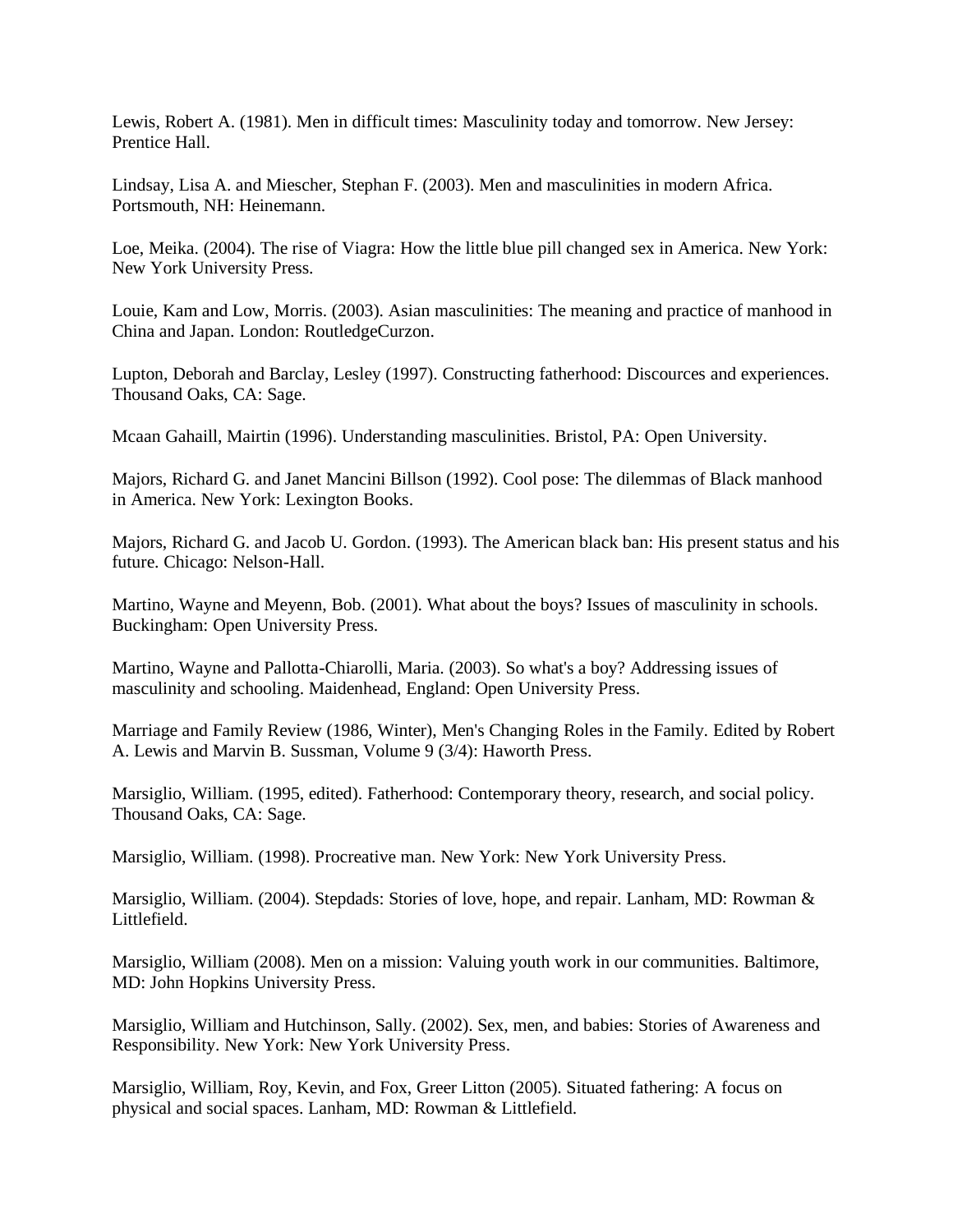Lewis, Robert A. (1981). Men in difficult times: Masculinity today and tomorrow. New Jersey: Prentice Hall.

Lindsay, Lisa A. and Miescher, Stephan F. (2003). Men and masculinities in modern Africa. Portsmouth, NH: Heinemann.

Loe, Meika. (2004). The rise of Viagra: How the little blue pill changed sex in America. New York: New York University Press.

Louie, Kam and Low, Morris. (2003). Asian masculinities: The meaning and practice of manhood in China and Japan. London: RoutledgeCurzon.

Lupton, Deborah and Barclay, Lesley (1997). Constructing fatherhood: Discources and experiences. Thousand Oaks, CA: Sage.

Mcaan Gahaill, Mairtin (1996). Understanding masculinities. Bristol, PA: Open University.

Majors, Richard G. and Janet Mancini Billson (1992). Cool pose: The dilemmas of Black manhood in America. New York: Lexington Books.

Majors, Richard G. and Jacob U. Gordon. (1993). The American black ban: His present status and his future. Chicago: Nelson-Hall.

Martino, Wayne and Meyenn, Bob. (2001). What about the boys? Issues of masculinity in schools. Buckingham: Open University Press.

Martino, Wayne and Pallotta-Chiarolli, Maria. (2003). So what's a boy? Addressing issues of masculinity and schooling. Maidenhead, England: Open University Press.

Marriage and Family Review (1986, Winter), Men's Changing Roles in the Family. Edited by Robert A. Lewis and Marvin B. Sussman, Volume 9 (3/4): Haworth Press.

Marsiglio, William. (1995, edited). Fatherhood: Contemporary theory, research, and social policy. Thousand Oaks, CA: Sage.

Marsiglio, William. (1998). Procreative man. New York: New York University Press.

Marsiglio, William. (2004). Stepdads: Stories of love, hope, and repair. Lanham, MD: Rowman & Littlefield.

Marsiglio, William (2008). Men on a mission: Valuing youth work in our communities. Baltimore, MD: John Hopkins University Press.

Marsiglio, William and Hutchinson, Sally. (2002). Sex, men, and babies: Stories of Awareness and Responsibility. New York: New York University Press.

Marsiglio, William, Roy, Kevin, and Fox, Greer Litton (2005). Situated fathering: A focus on physical and social spaces. Lanham, MD: Rowman & Littlefield.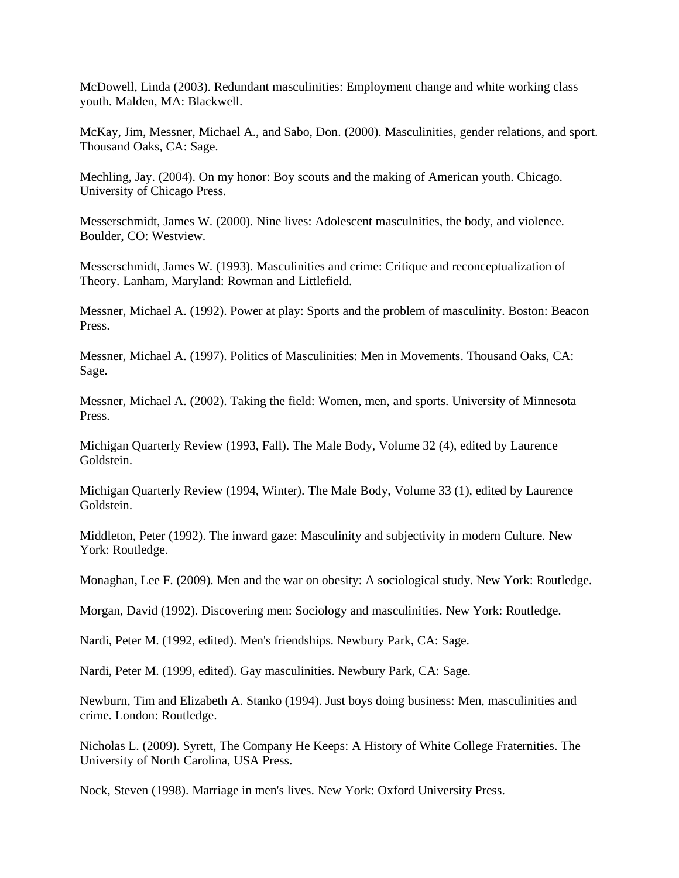McDowell, Linda (2003). Redundant masculinities: Employment change and white working class youth. Malden, MA: Blackwell.

McKay, Jim, Messner, Michael A., and Sabo, Don. (2000). Masculinities, gender relations, and sport. Thousand Oaks, CA: Sage.

Mechling, Jay. (2004). On my honor: Boy scouts and the making of American youth. Chicago. University of Chicago Press.

Messerschmidt, James W. (2000). Nine lives: Adolescent masculnities, the body, and violence. Boulder, CO: Westview.

Messerschmidt, James W. (1993). Masculinities and crime: Critique and reconceptualization of Theory. Lanham, Maryland: Rowman and Littlefield.

Messner, Michael A. (1992). Power at play: Sports and the problem of masculinity. Boston: Beacon Press.

Messner, Michael A. (1997). Politics of Masculinities: Men in Movements. Thousand Oaks, CA: Sage.

Messner, Michael A. (2002). Taking the field: Women, men, and sports. University of Minnesota Press.

Michigan Quarterly Review (1993, Fall). The Male Body, Volume 32 (4), edited by Laurence Goldstein.

Michigan Quarterly Review (1994, Winter). The Male Body, Volume 33 (1), edited by Laurence Goldstein.

Middleton, Peter (1992). The inward gaze: Masculinity and subjectivity in modern Culture. New York: Routledge.

Monaghan, Lee F. (2009). Men and the war on obesity: A sociological study. New York: Routledge.

Morgan, David (1992). Discovering men: Sociology and masculinities. New York: Routledge.

Nardi, Peter M. (1992, edited). Men's friendships. Newbury Park, CA: Sage.

Nardi, Peter M. (1999, edited). Gay masculinities. Newbury Park, CA: Sage.

Newburn, Tim and Elizabeth A. Stanko (1994). Just boys doing business: Men, masculinities and crime. London: Routledge.

Nicholas L. (2009). Syrett, The Company He Keeps: A History of White College Fraternities. The University of North Carolina, USA Press.

Nock, Steven (1998). Marriage in men's lives. New York: Oxford University Press.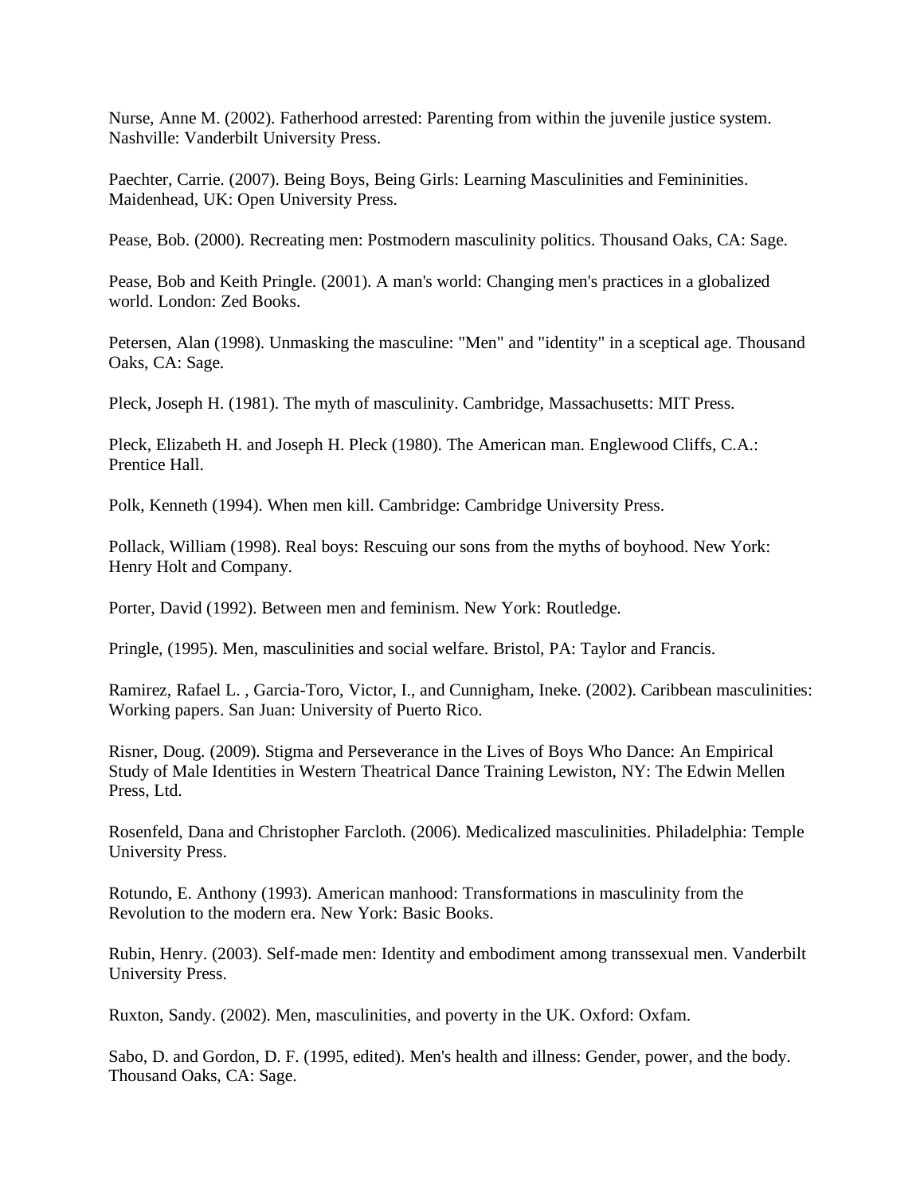Nurse, Anne M. (2002). Fatherhood arrested: Parenting from within the juvenile justice system. Nashville: Vanderbilt University Press.

Paechter, Carrie. (2007). Being Boys, Being Girls: Learning Masculinities and Femininities. Maidenhead, UK: Open University Press.

Pease, Bob. (2000). Recreating men: Postmodern masculinity politics. Thousand Oaks, CA: Sage.

Pease, Bob and Keith Pringle. (2001). A man's world: Changing men's practices in a globalized world. London: Zed Books.

Petersen, Alan (1998). Unmasking the masculine: "Men" and "identity" in a sceptical age. Thousand Oaks, CA: Sage.

Pleck, Joseph H. (1981). The myth of masculinity. Cambridge, Massachusetts: MIT Press.

Pleck, Elizabeth H. and Joseph H. Pleck (1980). The American man. Englewood Cliffs, C.A.: Prentice Hall.

Polk, Kenneth (1994). When men kill. Cambridge: Cambridge University Press.

Pollack, William (1998). Real boys: Rescuing our sons from the myths of boyhood. New York: Henry Holt and Company.

Porter, David (1992). Between men and feminism. New York: Routledge.

Pringle, (1995). Men, masculinities and social welfare. Bristol, PA: Taylor and Francis.

Ramirez, Rafael L. , Garcia-Toro, Victor, I., and Cunnigham, Ineke. (2002). Caribbean masculinities: Working papers. San Juan: University of Puerto Rico.

Risner, Doug. (2009). Stigma and Perseverance in the Lives of Boys Who Dance: An Empirical Study of Male Identities in Western Theatrical Dance Training Lewiston, NY: The Edwin Mellen Press, Ltd.

Rosenfeld, Dana and Christopher Farcloth. (2006). Medicalized masculinities. Philadelphia: Temple University Press.

Rotundo, E. Anthony (1993). American manhood: Transformations in masculinity from the Revolution to the modern era. New York: Basic Books.

Rubin, Henry. (2003). Self-made men: Identity and embodiment among transsexual men. Vanderbilt University Press.

Ruxton, Sandy. (2002). Men, masculinities, and poverty in the UK. Oxford: Oxfam.

Sabo, D. and Gordon, D. F. (1995, edited). Men's health and illness: Gender, power, and the body. Thousand Oaks, CA: Sage.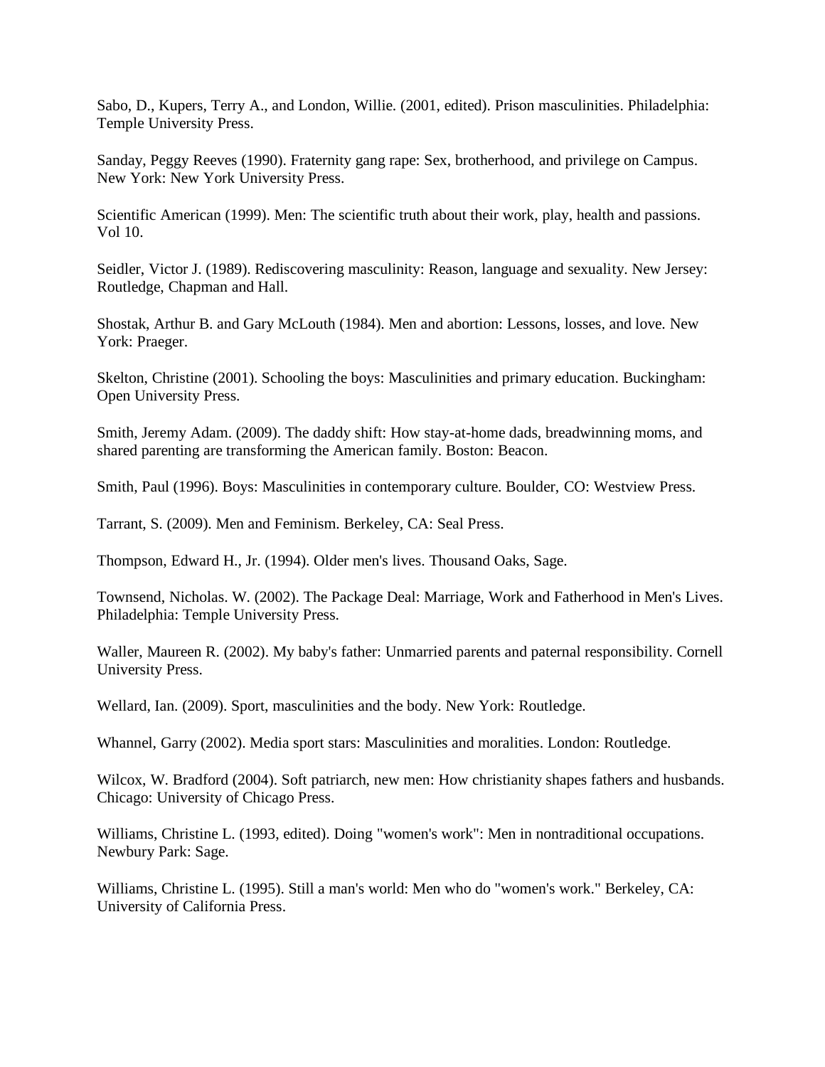Sabo, D., Kupers, Terry A., and London, Willie. (2001, edited). Prison masculinities. Philadelphia: Temple University Press.

Sanday, Peggy Reeves (1990). Fraternity gang rape: Sex, brotherhood, and privilege on Campus. New York: New York University Press.

Scientific American (1999). Men: The scientific truth about their work, play, health and passions. Vol 10.

Seidler, Victor J. (1989). Rediscovering masculinity: Reason, language and sexuality. New Jersey: Routledge, Chapman and Hall.

Shostak, Arthur B. and Gary McLouth (1984). Men and abortion: Lessons, losses, and love. New York: Praeger.

Skelton, Christine (2001). Schooling the boys: Masculinities and primary education. Buckingham: Open University Press.

Smith, Jeremy Adam. (2009). The daddy shift: How stay-at-home dads, breadwinning moms, and shared parenting are transforming the American family. Boston: Beacon.

Smith, Paul (1996). Boys: Masculinities in contemporary culture. Boulder, CO: Westview Press.

Tarrant, S. (2009). Men and Feminism. Berkeley, CA: Seal Press.

Thompson, Edward H., Jr. (1994). Older men's lives. Thousand Oaks, Sage.

Townsend, Nicholas. W. (2002). The Package Deal: Marriage, Work and Fatherhood in Men's Lives. Philadelphia: Temple University Press.

Waller, Maureen R. (2002). My baby's father: Unmarried parents and paternal responsibility. Cornell University Press.

Wellard, Ian. (2009). Sport, masculinities and the body. New York: Routledge.

Whannel, Garry (2002). Media sport stars: Masculinities and moralities. London: Routledge.

Wilcox, W. Bradford (2004). Soft patriarch, new men: How christianity shapes fathers and husbands. Chicago: University of Chicago Press.

Williams, Christine L. (1993, edited). Doing "women's work": Men in nontraditional occupations. Newbury Park: Sage.

Williams, Christine L. (1995). Still a man's world: Men who do "women's work." Berkeley, CA: University of California Press.